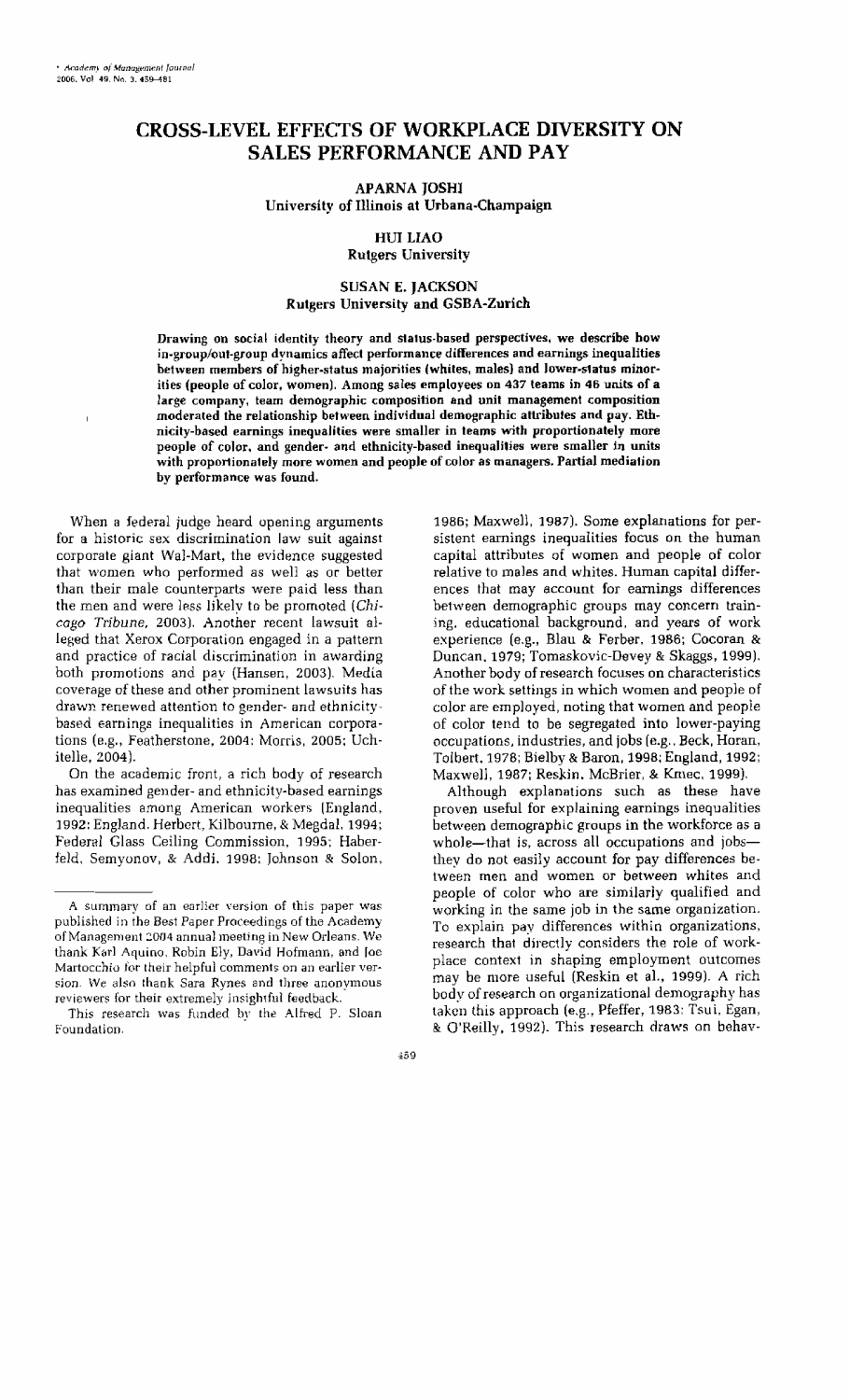# CROSS-LEVEL EFFECTS OF WORKPLACE DIVERSITY ON SALES PERFORMANCE AND PAY

**APARNA JOSHI**
University of Illinois at Urbana-Champaign

**HUI LIAO**
Rutgers University

**SUSAN E. JACKSON**
Rutgers University and GSBA-Zurich

**Drawing on social identity theory and status-based perspectives, we describe how in-group/out-group dynamics affect performance differences and earnings inequalities between members of higher-status majorities (whites, males) and lower-status minorities (people of color, women). Among sales employees on 437 teams in 46 units of a large company, team demographic composition and unit management composition moderated the relationship between individual demographic attributes and pay. Ethnicity-based earnings inequalities were smaller in teams with proportionately more people of color, and gender- and ethnicity-based inequalities were smaller in units with proportionately more women and people of color as managers. Partial mediation by performance was found.**

When a federal judge heard opening arguments for a historic sex discrimination law suit against corporate giant Wal-Mart, the evidence suggested that women who performed as well as or better than their male counterparts were paid less than the men and were less likely to be promoted (*Chicago Tribune*, 2003). Another recent lawsuit alleged that Xerox Corporation engaged in a pattern and practice of racial discrimination in awarding both promotions and pay (Hansen, 2003). Media coverage of these and other prominent lawsuits has drawn renewed attention to gender- and ethnicity-based earnings inequalities in American corporations (e.g., Featherstone, 2004; Morris, 2005; Uchitelle, 2004).

On the academic front, a rich body of research has examined gender- and ethnicity-based earnings inequalities among American workers (England, 1992; England, Herbert, Kilbourne, & Megdal, 1994; Federal Glass Ceiling Commission, 1995; Haberfeld, Semyonov, & Addi, 1998; Johnson & Solon, 1986; Maxwell, 1987). Some explanations for persistent earnings inequalities focus on the human capital attributes of women and people of color relative to males and whites. Human capital differences that may account for earnings differences between demographic groups may concern training, educational background, and years of work experience (e.g., Blau & Ferber, 1986; Cocoran & Duncan, 1979; Tomaskovic-Devey & Skaggs, 1999). Another body of research focuses on characteristics of the work settings in which women and people of color are employed, noting that women and people of color tend to be segregated into lower-paying occupations, industries, and jobs (e.g., Beck, Horan, Tolbert, 1978; Bielby & Baron, 1998; England, 1992; Maxwell, 1987; Reskin, McBrier, & Kmec, 1999).

Although explanations such as these have proven useful for explaining earnings inequalities between demographic groups in the workforce as a whole—that is, across all occupations and jobs—they do not easily account for pay differences between men and women or between whites and people of color who are similarly qualified and working in the same job in the same organization. To explain pay differences within organizations, research that directly considers the role of workplace context in shaping employment outcomes may be more useful (Reskin et al., 1999). A rich body of research on organizational demography has taken this approach (e.g., Pfeffer, 1983; Tsui, Egan, & O'Reilly, 1992). This research draws on behav-

A summary of an earlier version of this paper was published in the Best Paper Proceedings of the Academy of Management 2004 annual meeting in New Orleans. We thank Karl Aquino, Robin Ely, David Hofmann, and Joe Martocchio for their helpful comments on an earlier version. We also thank Sara Rynes and three anonymous reviewers for their extremely insightful feedback.

This research was funded by the Alfred P. Sloan Foundation.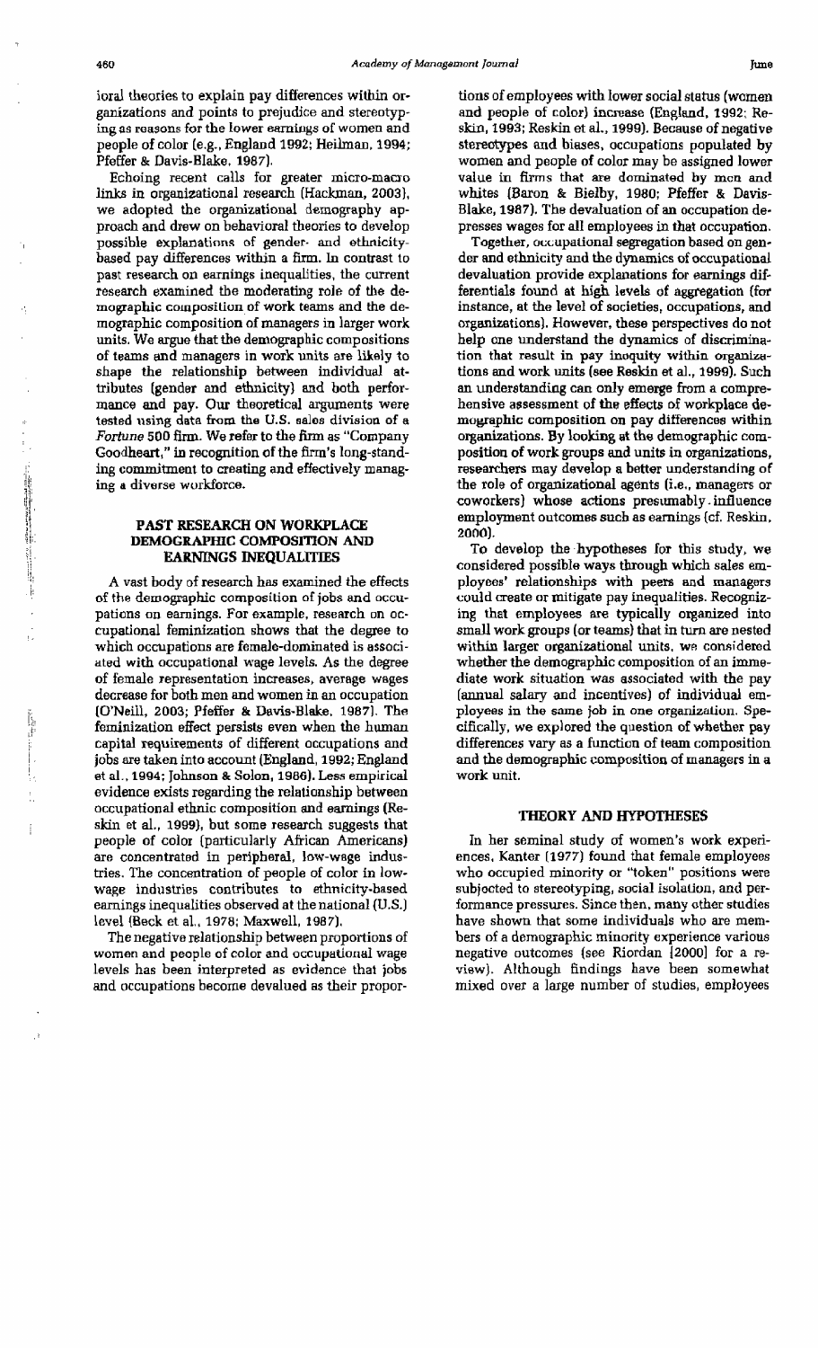ioral theories to explain pay differences within organizations and points to prejudice and stereotyping as reasons for the lower earnings of women and people of color (e.g., England 1992; Heilman, 1994; Pfeffer & Davis-Blake, 1987).

Echoing recent calls for greater micro-macro links in organizational research (Hackman, 2003), we adopted the organizational demography approach and drew on behavioral theories to develop possible explanations of gender- and ethnicity-based pay differences within a firm. In contrast to past research on earnings inequalities, the current research examined the moderating role of the demographic composition of work teams and the demographic composition of managers in larger work units. We argue that the demographic compositions of teams and managers in work units are likely to shape the relationship between individual attributes (gender and ethnicity) and both performance and pay. Our theoretical arguments were tested using data from the U.S. sales division of a *Fortune* 500 firm. We refer to the firm as "Company Goodheart," in recognition of the firm's long-standing commitment to creating and effectively managing a diverse workforce.

## PAST RESEARCH ON WORKPLACE DEMOGRAPHIC COMPOSITION AND EARNINGS INEQUALITIES

A vast body of research has examined the effects of the demographic composition of jobs and occupations on earnings. For example, research on occupational feminization shows that the degree to which occupations are female-dominated is associated with occupational wage levels. As the degree of female representation increases, average wages decrease for both men and women in an occupation (O'Neill, 2003; Pfeffer & Davis-Blake, 1987). The feminization effect persists even when the human capital requirements of different occupations and jobs are taken into account (England, 1992; England et al., 1994; Johnson & Solon, 1986). Less empirical evidence exists regarding the relationship between occupational ethnic composition and earnings (Reskin et al., 1999), but some research suggests that people of color (particularly African Americans) are concentrated in peripheral, low-wage industries. The concentration of people of color in low-wage industries contributes to ethnicity-based earnings inequalities observed at the national (U.S.) level (Beck et al., 1978; Maxwell, 1987).

The negative relationship between proportions of women and people of color and occupational wage levels has been interpreted as evidence that jobs and occupations become devalued as their proportions of employees with lower social status (women and people of color) increase (England, 1992; Reskin, 1993; Reskin et al., 1999). Because of negative stereotypes and biases, occupations populated by women and people of color may be assigned lower value in firms that are dominated by men and whites (Baron & Bielby, 1980; Pfeffer & Davis-Blake, 1987). The devaluation of an occupation depresses wages for all employees in that occupation.

Together, occupational segregation based on gender and ethnicity and the dynamics of occupational devaluation provide explanations for earnings differentials found at high levels of aggregation (for instance, at the level of societies, occupations, and organizations). However, these perspectives do not help one understand the dynamics of discrimination that result in pay inequity within organizations and work units (see Reskin et al., 1999). Such an understanding can only emerge from a comprehensive assessment of the effects of workplace demographic composition on pay differences within organizations. By looking at the demographic composition of work groups and units in organizations, researchers may develop a better understanding of the role of organizational agents (i.e., managers or coworkers) whose actions presumably influence employment outcomes such as earnings (cf. Reskin, 2000).

To develop the hypotheses for this study, we considered possible ways through which sales employees' relationships with peers and managers could create or mitigate pay inequalities. Recognizing that employees are typically organized into small work groups (or teams) that in turn are nested within larger organizational units, we considered whether the demographic composition of an immediate work situation was associated with the pay (annual salary and incentives) of individual employees in the same job in one organization. Specifically, we explored the question of whether pay differences vary as a function of team composition and the demographic composition of managers in a work unit.

## THEORY AND HYPOTHESES

In her seminal study of women's work experiences, Kanter (1977) found that female employees who occupied minority or "token" positions were subjected to stereotyping, social isolation, and performance pressures. Since then, many other studies have shown that some individuals who are members of a demographic minority experience various negative outcomes (see Riordan [2000] for a review). Although findings have been somewhat mixed over a large number of studies, employees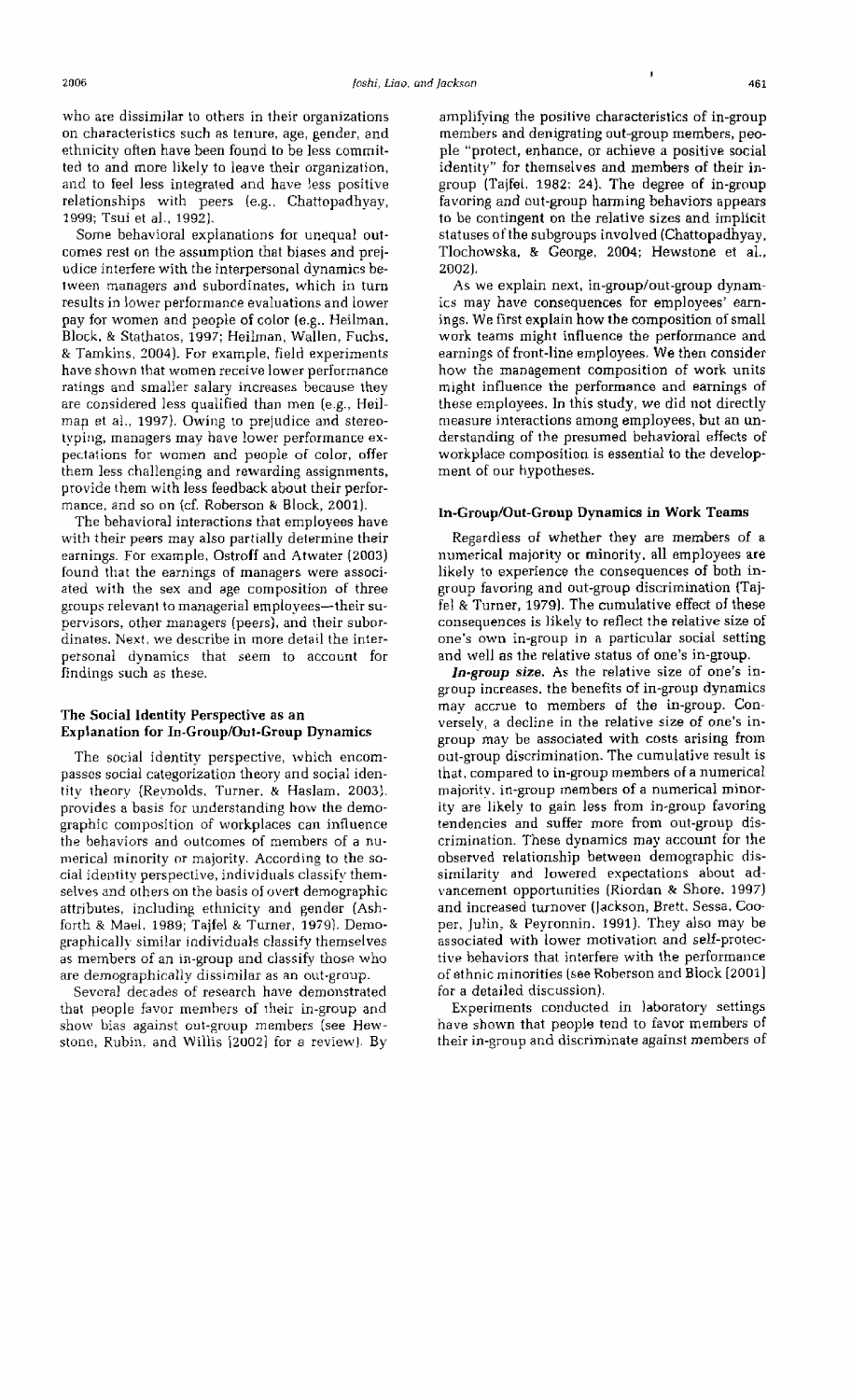who are dissimilar to others in their organizations on characteristics such as tenure, age, gender, and ethnicity often have been found to be less committed to and more likely to leave their organization, and to feel less integrated and have less positive relationships with peers (e.g., Chattopadhyay, 1999; Tsui et al., 1992).

Some behavioral explanations for unequal outcomes rest on the assumption that biases and prejudice interfere with the interpersonal dynamics between managers and subordinates, which in turn results in lower performance evaluations and lower pay for women and people of color (e.g., Heilman, Block, & Stathatos, 1997; Heilman, Wallen, Fuchs, & Tamkins, 2004). For example, field experiments have shown that women receive lower performance ratings and smaller salary increases because they are considered less qualified than men (e.g., Heilman et al., 1997). Owing to prejudice and stereotyping, managers may have lower performance expectations for women and people of color, offer them less challenging and rewarding assignments, provide them with less feedback about their performance, and so on (cf. Roberson & Block, 2001).

The behavioral interactions that employees have with their peers may also partially determine their earnings. For example, Ostroff and Atwater (2003) found that the earnings of managers were associated with the sex and age composition of three groups relevant to managerial employees—their supervisors, other managers (peers), and their subordinates. Next, we describe in more detail the interpersonal dynamics that seem to account for findings such as these.

### The Social Identity Perspective as an Explanation for In-Group/Out-Group Dynamics

The social identity perspective, which encompasses social categorization theory and social identity theory (Reynolds, Turner, & Haslam, 2003), provides a basis for understanding how the demographic composition of workplaces can influence the behaviors and outcomes of members of a numerical minority or majority. According to the social identity perspective, individuals classify themselves and others on the basis of overt demographic attributes, including ethnicity and gender (Ashforth & Mael, 1989; Tajfel & Turner, 1979). Demographically similar individuals classify themselves as members of an in-group and classify those who are demographically dissimilar as an out-group.

Several decades of research have demonstrated that people favor members of their in-group and show bias against out-group members (see Hewstone, Rubin, and Willis [2002] for a review). By amplifying the positive characteristics of in-group members and denigrating out-group members, people "protect, enhance, or achieve a positive social identity" for themselves and members of their in-group (Tajfel, 1982: 24). The degree of in-group favoring and out-group harming behaviors appears to be contingent on the relative sizes and implicit statuses of the subgroups involved (Chattopadhyay, Tlochowska, & George, 2004; Hewstone et al., 2002).

As we explain next, in-group/out-group dynamics may have consequences for employees' earnings. We first explain how the composition of small work teams might influence the performance and earnings of front-line employees. We then consider how the management composition of work units might influence the performance and earnings of these employees. In this study, we did not directly measure interactions among employees, but an understanding of the presumed behavioral effects of workplace composition is essential to the development of our hypotheses.

### In-Group/Out-Group Dynamics in Work Teams

Regardless of whether they are members of a numerical majority or minority, all employees are likely to experience the consequences of both in-group favoring and out-group discrimination (Tajfel & Turner, 1979). The cumulative effect of these consequences is likely to reflect the relative size of one's own in-group in a particular social setting and well as the relative status of one's in-group.

***In-group size.*** As the relative size of one's in-group increases, the benefits of in-group dynamics may accrue to members of the in-group. Conversely, a decline in the relative size of one's in-group may be associated with costs arising from out-group discrimination. The cumulative result is that, compared to in-group members of a numerical majority, in-group members of a numerical minority are likely to gain less from in-group favoring tendencies and suffer more from out-group discrimination. These dynamics may account for the observed relationship between demographic dissimilarity and lowered expectations about advancement opportunities (Riordan & Shore, 1997) and increased turnover (Jackson, Brett, Sessa, Cooper, Julin, & Peyronnin, 1991). They also may be associated with lower motivation and self-protective behaviors that interfere with the performance of ethnic minorities (see Roberson and Block [2001] for a detailed discussion).

Experiments conducted in laboratory settings have shown that people tend to favor members of their in-group and discriminate against members of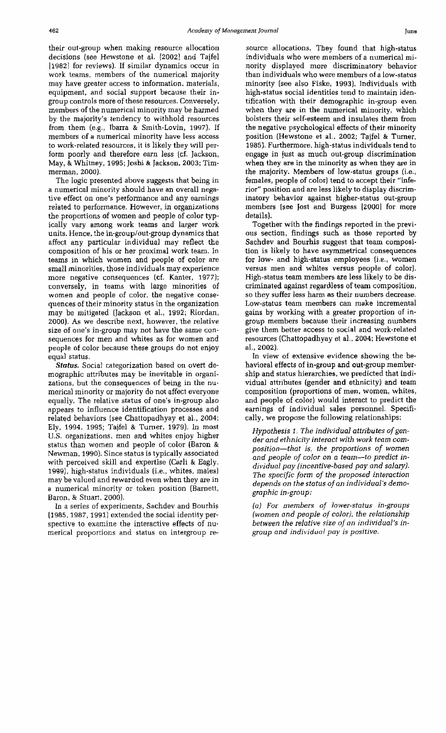their out-group when making resource allocation decisions (see Hewstone et al. [2002] and Tajfel [1982] for reviews). If similar dynamics occur in work teams, members of the numerical majority may have greater access to information, materials, equipment, and social support because their in-group controls more of these resources. Conversely, members of the numerical minority may be harmed by the majority's tendency to withhold resources from them (e.g., Ibarra & Smith-Lovin, 1997). If members of a numerical minority have less access to work-related resources, it is likely they will perform poorly and therefore earn less (cf. Jackson, May, & Whitney, 1995; Joshi & Jackson, 2003; Timmerman, 2000).

The logic presented above suggests that being in a numerical minority should have an overall negative effect on one's performance and any earnings related to performance. However, in organizations the proportions of women and people of color typically vary among work teams and larger work units. Hence, the in-group/out-group dynamics that affect any particular individual may reflect the composition of his or her proximal work team. In teams in which women and people of color are small minorities, those individuals may experience more negative consequences (cf. Kanter, 1977); conversely, in teams with large minorities of women and people of color, the negative consequences of their minority status in the organization may be mitigated (Jackson et al., 1992; Riordan, 2000). As we describe next, however, the relative size of one's in-group may not have the same consequences for men and whites as for women and people of color because these groups do not enjoy equal status.

***Status.*** Social categorization based on overt demographic attributes may be inevitable in organizations, but the consequences of being in the numerical minority or majority do not affect everyone equally. The relative status of one's in-group also appears to influence identification processes and related behaviors (see Chattopadhyay et al., 2004; Ely, 1994, 1995; Tajfel & Turner, 1979). In most U.S. organizations, men and whites enjoy higher status than women and people of color (Baron & Newman, 1990). Since status is typically associated with perceived skill and expertise (Carli & Eagly, 1999), high-status individuals (i.e., whites, males) may be valued and rewarded even when they are in a numerical minority or token position (Barnett, Baron, & Stuart, 2000).

In a series of experiments, Sachdev and Bourhis (1985, 1987, 1991) extended the social identity perspective to examine the interactive effects of numerical proportions and status on intergroup resource allocations. They found that high-status individuals who were members of a numerical minority displayed more discriminatory behavior than individuals who were members of a low-status minority (see also Fiske, 1993). Individuals with high-status social identities tend to maintain identification with their demographic in-group even when they are in the numerical minority, which bolsters their self-esteem and insulates them from the negative psychological effects of their minority position (Hewstone et al., 2002; Tajfel & Turner, 1985). Furthermore, high-status individuals tend to engage in just as much out-group discrimination when they are in the minority as when they are in the majority. Members of low-status groups (i.e., females, people of color) tend to accept their "inferior" position and are less likely to display discriminatory behavior against higher-status out-group members (see Jost and Burgess [2000] for more details).

Together with the findings reported in the previous section, findings such as those reported by Sachdev and Bourhis suggest that team composition is likely to have asymmetrical consequences for low- and high-status employees (i.e., women versus men and whites versus people of color). High-status team members are less likely to be discriminated against regardless of team composition, so they suffer less harm as their numbers decrease. Low-status team members can make incremental gains by working with a greater proportion of in-group members because their increasing numbers give them better access to social and work-related resources (Chattopadhyay et al., 2004; Hewstone et al., 2002).

In view of extensive evidence showing the behavioral effects of in-group and out-group membership and status hierarchies, we predicted that individual attributes (gender and ethnicity) and team composition (proportions of men, women, whites, and people of color) would interact to predict the earnings of individual sales personnel. Specifically, we propose the following relationships:

*Hypothesis 1. The individual attributes of gender and ethnicity interact with work team composition—that is, the proportions of women and people of color on a team—to predict individual pay (incentive-based pay and salary). The specific form of the proposed interaction depends on the status of an individual's demographic in-group:*

*(a) For members of lower-status in-groups (women and people of color), the relationship between the relative size of an individual's in-group and individual pay is positive.*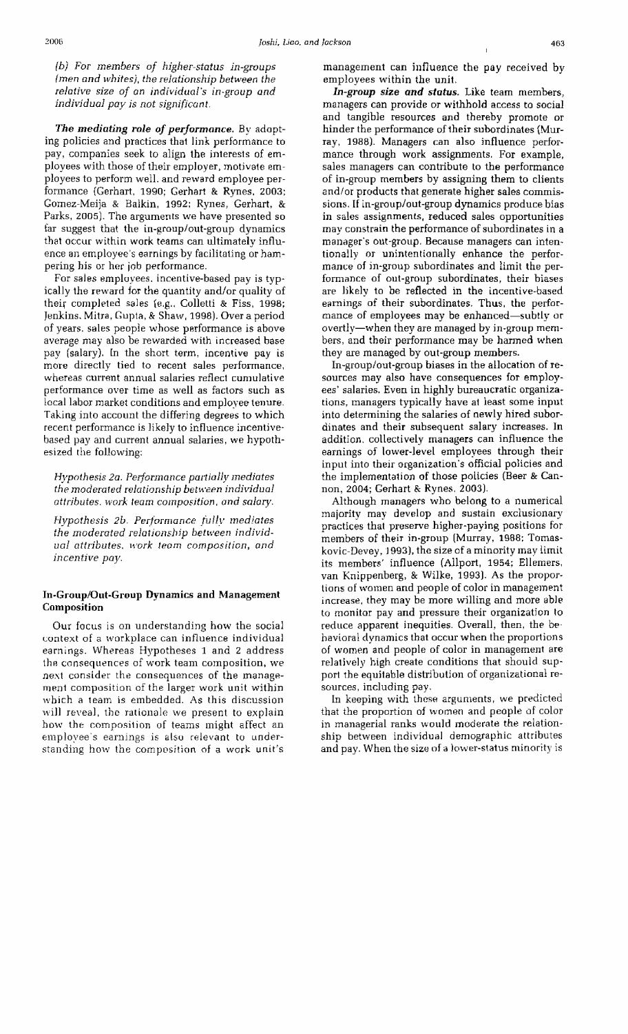*(b) For members of higher-status in-groups (men and whites), the relationship between the relative size of an individual's in-group and individual pay is not significant.*

***The mediating role of performance.*** By adopting policies and practices that link performance to pay, companies seek to align the interests of employees with those of their employer, motivate employees to perform well, and reward employee performance (Gerhart, 1990; Gerhart & Rynes, 2003; Gomez-Meija & Balkin, 1992; Rynes, Gerhart, & Parks, 2005). The arguments we have presented so far suggest that the in-group/out-group dynamics that occur within work teams can ultimately influence an employee's earnings by facilitating or hampering his or her job performance.

For sales employees, incentive-based pay is typically the reward for the quantity and/or quality of their completed sales (e.g., Colletti & Fiss, 1998; Jenkins, Mitra, Gupta, & Shaw, 1998). Over a period of years, sales people whose performance is above average may also be rewarded with increased base pay (salary). In the short term, incentive pay is more directly tied to recent sales performance, whereas current annual salaries reflect cumulative performance over time as well as factors such as local labor market conditions and employee tenure. Taking into account the differing degrees to which recent performance is likely to influence incentive-based pay and current annual salaries, we hypothesized the following:

*Hypothesis 2a. Performance partially mediates the moderated relationship between individual attributes, work team composition, and salary.*

*Hypothesis 2b. Performance fully mediates the moderated relationship between individual attributes, work team composition, and incentive pay.*

### In-Group/Out-Group Dynamics and Management Composition

Our focus is on understanding how the social context of a workplace can influence individual earnings. Whereas Hypotheses 1 and 2 address the consequences of work team composition, we next consider the consequences of the management composition of the larger work unit within which a team is embedded. As this discussion will reveal, the rationale we present to explain how the composition of teams might affect an employee's earnings is also relevant to understanding how the composition of a work unit's management can influence the pay received by employees within the unit.

***In-group size and status.*** Like team members, managers can provide or withhold access to social and tangible resources and thereby promote or hinder the performance of their subordinates (Murray, 1988). Managers can also influence performance through work assignments. For example, sales managers can contribute to the performance of in-group members by assigning them to clients and/or products that generate higher sales commissions. If in-group/out-group dynamics produce bias in sales assignments, reduced sales opportunities may constrain the performance of subordinates in a manager's out-group. Because managers can intentionally or unintentionally enhance the performance of in-group subordinates and limit the performance of out-group subordinates, their biases are likely to be reflected in the incentive-based earnings of their subordinates. Thus, the performance of employees may be enhanced—subtly or overtly—when they are managed by in-group members, and their performance may be harmed when they are managed by out-group members.

In-group/out-group biases in the allocation of resources may also have consequences for employees' salaries. Even in highly bureaucratic organizations, managers typically have at least some input into determining the salaries of newly hired subordinates and their subsequent salary increases. In addition, collectively managers can influence the earnings of lower-level employees through their input into their organization's official policies and the implementation of those policies (Beer & Cannon, 2004; Gerhart & Rynes, 2003).

Although managers who belong to a numerical majority may develop and sustain exclusionary practices that preserve higher-paying positions for members of their in-group (Murray, 1988; Tomaskovic-Devey, 1993), the size of a minority may limit its members' influence (Allport, 1954; Ellemers, van Knippenberg, & Wilke, 1993). As the proportions of women and people of color in management increase, they may be more willing and more able to monitor pay and pressure their organization to reduce apparent inequities. Overall, then, the behavioral dynamics that occur when the proportions of women and people of color in management are relatively high create conditions that should support the equitable distribution of organizational resources, including pay.

In keeping with these arguments, we predicted that the proportion of women and people of color in managerial ranks would moderate the relationship between individual demographic attributes and pay. When the size of a lower-status minority is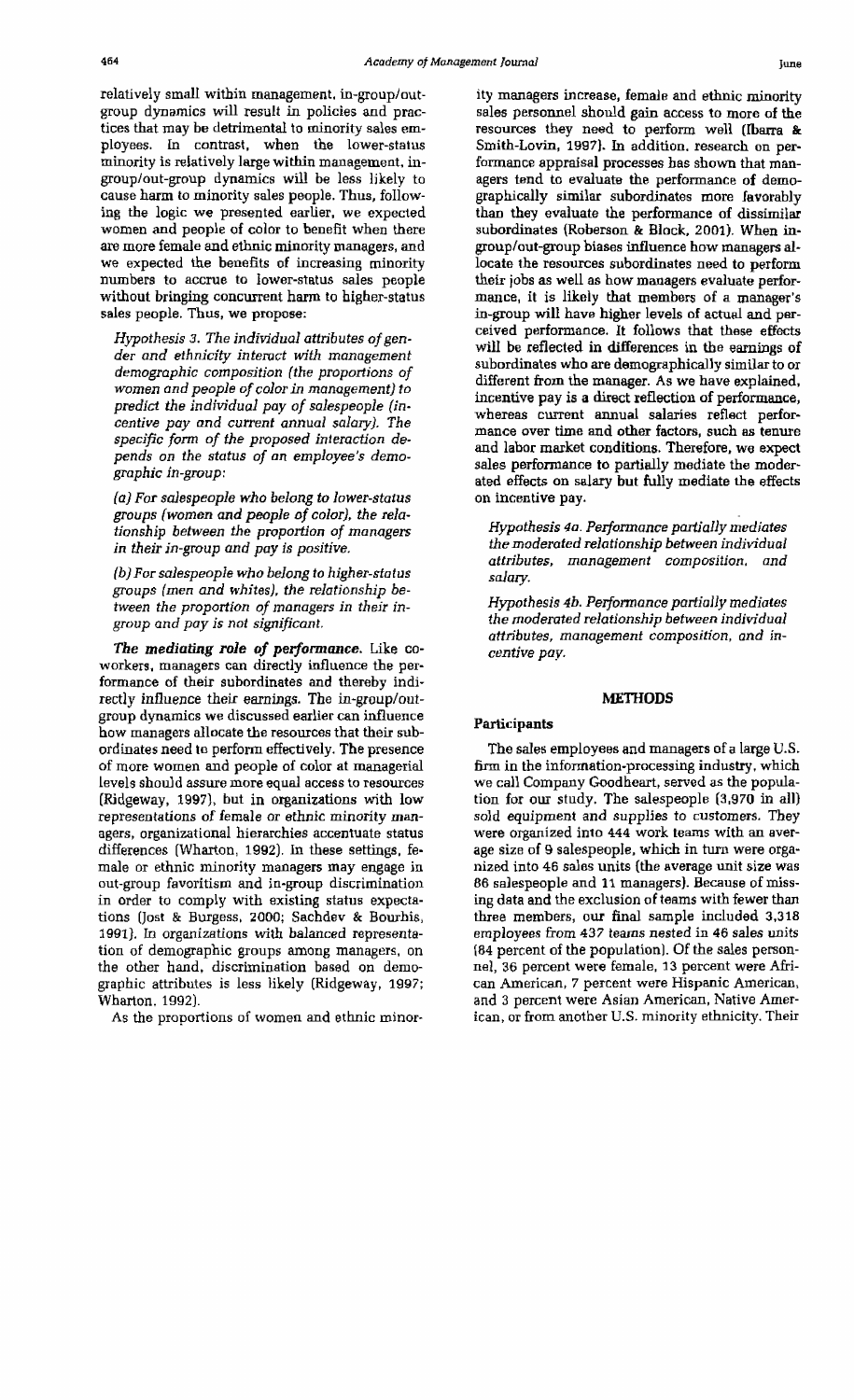relatively small within management, in-group/out-group dynamics will result in policies and practices that may be detrimental to minority sales employees. In contrast, when the lower-status minority is relatively large within management, in-group/out-group dynamics will be less likely to cause harm to minority sales people. Thus, following the logic we presented earlier, we expected women and people of color to benefit when there are more female and ethnic minority managers, and we expected the benefits of increasing minority numbers to accrue to lower-status sales people without bringing concurrent harm to higher-status sales people. Thus, we propose:

> *Hypothesis 3. The individual attributes of gender and ethnicity interact with management demographic composition (the proportions of women and people of color in management) to predict the individual pay of salespeople (incentive pay and current annual salary). The specific form of the proposed interaction depends on the status of an employee's demographic in-group:*
>
> *(a) For salespeople who belong to lower-status groups (women and people of color), the relationship between the proportion of managers in their in-group and pay is positive.*
>
> *(b) For salespeople who belong to higher-status groups (men and whites), the relationship between the proportion of managers in their in-group and pay is not significant.*

***The mediating role of performance.*** Like coworkers, managers can directly influence the performance of their subordinates and thereby indirectly influence their earnings. The in-group/out-group dynamics we discussed earlier can influence how managers allocate the resources that their subordinates need to perform effectively. The presence of more women and people of color at managerial levels should assure more equal access to resources (Ridgeway, 1997), but in organizations with low representations of female or ethnic minority managers, organizational hierarchies accentuate status differences (Wharton, 1992). In these settings, female or ethnic minority managers may engage in out-group favoritism and in-group discrimination in order to comply with existing status expectations (Jost & Burgess, 2000; Sachdev & Bourhis, 1991). In organizations with balanced representation of demographic groups among managers, on the other hand, discrimination based on demographic attributes is less likely (Ridgeway, 1997; Wharton, 1992).

As the proportions of women and ethnic minority managers increase, female and ethnic minority sales personnel should gain access to more of the resources they need to perform well (Ibarra & Smith-Lovin, 1997). In addition, research on performance appraisal processes has shown that managers tend to evaluate the performance of demographically similar subordinates more favorably than they evaluate the performance of dissimilar subordinates (Roberson & Block, 2001). When in-group/out-group biases influence how managers allocate the resources subordinates need to perform their jobs as well as how managers evaluate performance, it is likely that members of a manager's in-group will have higher levels of actual and perceived performance. It follows that these effects will be reflected in differences in the earnings of subordinates who are demographically similar to or different from the manager. As we have explained, incentive pay is a direct reflection of performance, whereas current annual salaries reflect performance over time and other factors, such as tenure and labor market conditions. Therefore, we expect sales performance to partially mediate the moderated effects on salary but fully mediate the effects on incentive pay.

> *Hypothesis 4a. Performance partially mediates the moderated relationship between individual attributes, management composition, and salary.*
>
> *Hypothesis 4b. Performance partially mediates the moderated relationship between individual attributes, management composition, and incentive pay.*

## METHODS

### Participants

The sales employees and managers of a large U.S. firm in the information-processing industry, which we call Company Goodheart, served as the population for our study. The salespeople (3,970 in all) sold equipment and supplies to customers. They were organized into 444 work teams with an average size of 9 salespeople, which in turn were organized into 46 sales units (the average unit size was 86 salespeople and 11 managers). Because of missing data and the exclusion of teams with fewer than three members, our final sample included 3,318 employees from 437 teams nested in 46 sales units (84 percent of the population). Of the sales personnel, 36 percent were female, 13 percent were African American, 7 percent were Hispanic American, and 3 percent were Asian American, Native American, or from another U.S. minority ethnicity. Their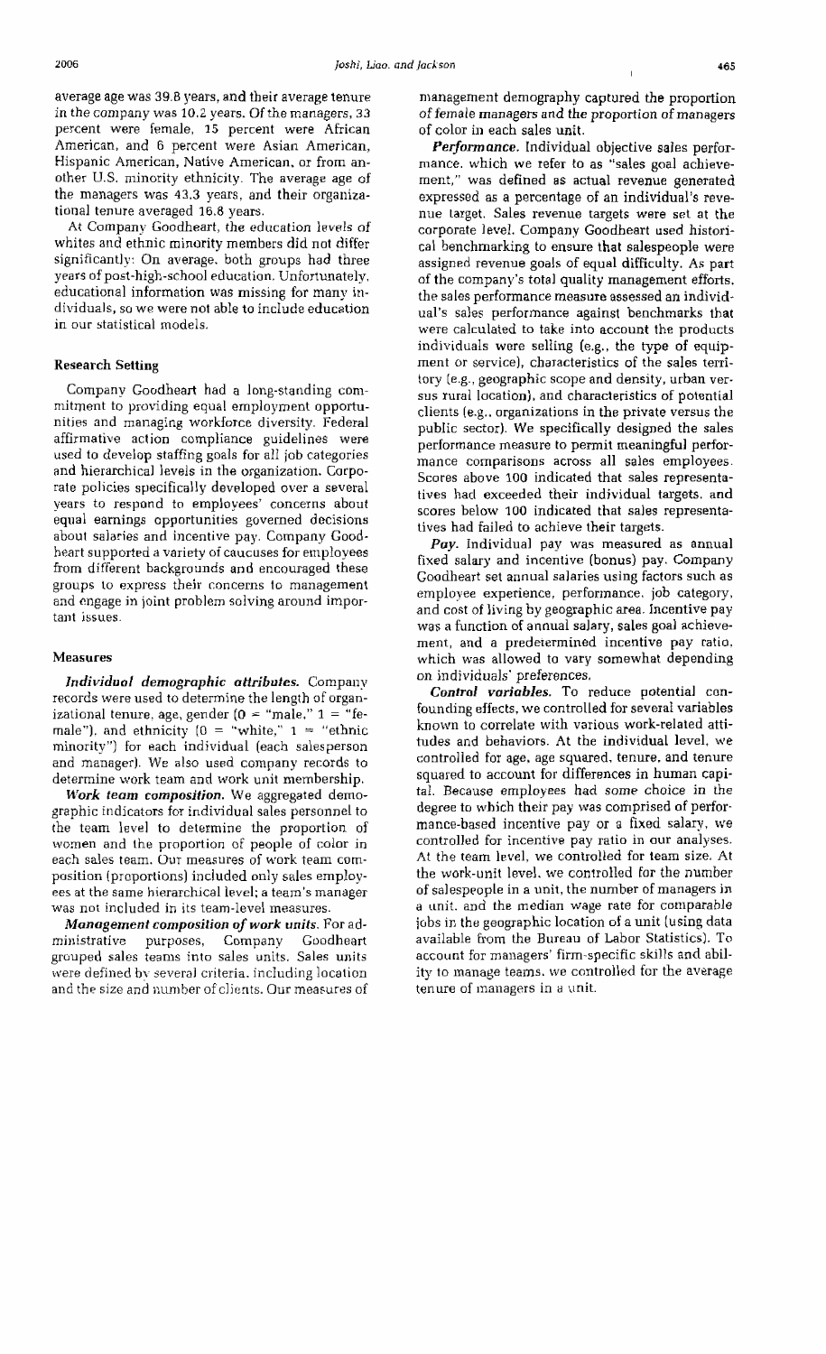average age was 39.8 years, and their average tenure in the company was 10.2 years. Of the managers, 33 percent were female, 15 percent were African American, and 6 percent were Asian American, Hispanic American, Native American, or from another U.S. minority ethnicity. The average age of the managers was 43.3 years, and their organizational tenure averaged 16.8 years.

At Company Goodheart, the education levels of whites and ethnic minority members did not differ significantly: On average, both groups had three years of post-high-school education. Unfortunately, educational information was missing for many individuals, so we were not able to include education in our statistical models.

### Research Setting

Company Goodheart had a long-standing commitment to providing equal employment opportunities and managing workforce diversity. Federal affirmative action compliance guidelines were used to develop staffing goals for all job categories and hierarchical levels in the organization. Corporate policies specifically developed over a several years to respond to employees' concerns about equal earnings opportunities governed decisions about salaries and incentive pay. Company Goodheart supported a variety of caucuses for employees from different backgrounds and encouraged these groups to express their concerns to management and engage in joint problem solving around important issues.

### Measures

***Individual demographic attributes.*** Company records were used to determine the length of organizational tenure, age, gender (0 = "male," 1 = "female"), and ethnicity (0 = "white," 1 = "ethnic minority") for each individual (each salesperson and manager). We also used company records to determine work team and work unit membership.

***Work team composition.*** We aggregated demographic indicators for individual sales personnel to the team level to determine the proportion of women and the proportion of people of color in each sales team. Our measures of work team composition (proportions) included only sales employees at the same hierarchical level; a team's manager was not included in its team-level measures.

***Management composition of work units.*** For administrative purposes, Company Goodheart grouped sales teams into sales units. Sales units were defined by several criteria, including location and the size and number of clients. Our measures of management demography captured the proportion of female managers and the proportion of managers of color in each sales unit.

***Performance.*** Individual objective sales performance, which we refer to as "sales goal achievement," was defined as actual revenue generated expressed as a percentage of an individual's revenue target. Sales revenue targets were set at the corporate level. Company Goodheart used historical benchmarking to ensure that salespeople were assigned revenue goals of equal difficulty. As part of the company's total quality management efforts, the sales performance measure assessed an individual's sales performance against benchmarks that were calculated to take into account the products individuals were selling (e.g., the type of equipment or service), characteristics of the sales territory (e.g., geographic scope and density, urban versus rural location), and characteristics of potential clients (e.g., organizations in the private versus the public sector). We specifically designed the sales performance measure to permit meaningful performance comparisons across all sales employees. Scores above 100 indicated that sales representatives had exceeded their individual targets, and scores below 100 indicated that sales representatives had failed to achieve their targets.

***Pay.*** Individual pay was measured as annual fixed salary and incentive (bonus) pay. Company Goodheart set annual salaries using factors such as employee experience, performance, job category, and cost of living by geographic area. Incentive pay was a function of annual salary, sales goal achievement, and a predetermined incentive pay ratio, which was allowed to vary somewhat depending on individuals' preferences.

***Control variables.*** To reduce potential confounding effects, we controlled for several variables known to correlate with various work-related attitudes and behaviors. At the individual level, we controlled for age, age squared, tenure, and tenure squared to account for differences in human capital. Because employees had some choice in the degree to which their pay was comprised of performance-based incentive pay or a fixed salary, we controlled for incentive pay ratio in our analyses. At the team level, we controlled for team size. At the work-unit level, we controlled for the number of salespeople in a unit, the number of managers in a unit, and the median wage rate for comparable jobs in the geographic location of a unit (using data available from the Bureau of Labor Statistics). To account for managers' firm-specific skills and ability to manage teams, we controlled for the average tenure of managers in a unit.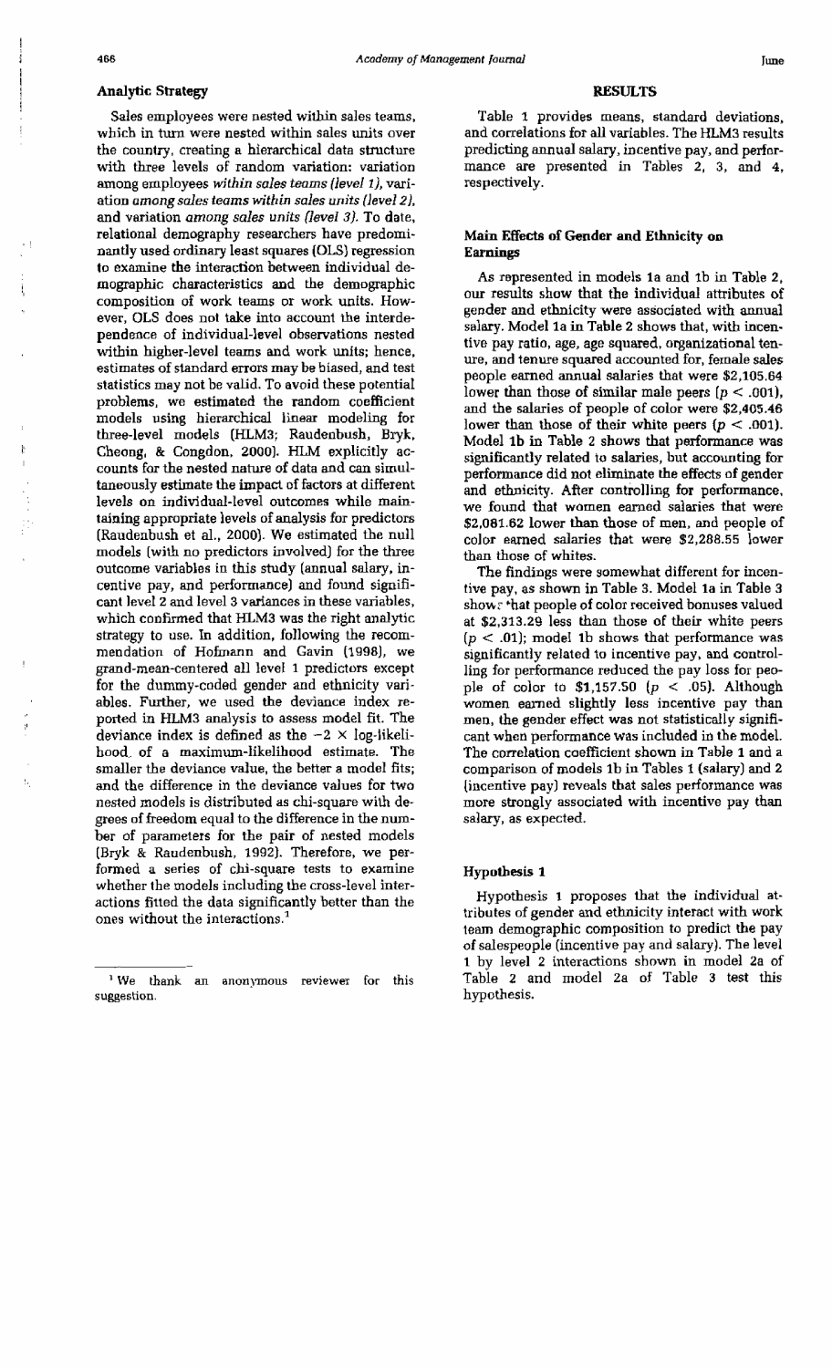### Analytic Strategy

Sales employees were nested within sales teams, which in turn were nested within sales units over the country, creating a hierarchical data structure with three levels of random variation: variation among employees *within sales teams (level 1)*, variation *among sales teams within sales units (level 2)*, and variation *among sales units (level 3)*. To date, relational demography researchers have predominantly used ordinary least squares (OLS) regression to examine the interaction between individual demographic characteristics and the demographic composition of work teams or work units. However, OLS does not take into account the interdependence of individual-level observations nested within higher-level teams and work units; hence, estimates of standard errors may be biased, and test statistics may not be valid. To avoid these potential problems, we estimated the random coefficient models using hierarchical linear modeling for three-level models (HLM3; Raudenbush, Bryk, Cheong, & Congdon, 2000). HLM explicitly accounts for the nested nature of data and can simultaneously estimate the impact of factors at different levels on individual-level outcomes while maintaining appropriate levels of analysis for predictors (Raudenbush et al., 2000). We estimated the null models (with no predictors involved) for the three outcome variables in this study (annual salary, incentive pay, and performance) and found significant level 2 and level 3 variances in these variables, which confirmed that HLM3 was the right analytic strategy to use. In addition, following the recommendation of Hofmann and Gavin (1998), we grand-mean-centered all level 1 predictors except for the dummy-coded gender and ethnicity variables. Further, we used the deviance index reported in HLM3 analysis to assess model fit. The deviance index is defined as the $-2 \times$ log-likelihood of a maximum-likelihood estimate. The smaller the deviance value, the better a model fits; and the difference in the deviance values for two nested models is distributed as chi-square with degrees of freedom equal to the difference in the number of parameters for the pair of nested models (Bryk & Raudenbush, 1992). Therefore, we performed a series of chi-square tests to examine whether the models including the cross-level interactions fitted the data significantly better than the ones without the interactions.[1]

[1] We thank an anonymous reviewer for this suggestion.

## RESULTS

Table 1 provides means, standard deviations, and correlations for all variables. The HLM3 results predicting annual salary, incentive pay, and performance are presented in Tables 2, 3, and 4, respectively.

### Main Effects of Gender and Ethnicity on Earnings

As represented in models 1a and 1b in Table 2, our results show that the individual attributes of gender and ethnicity were associated with annual salary. Model 1a in Table 2 shows that, with incentive pay ratio, age, age squared, organizational tenure, and tenure squared accounted for, female sales people earned annual salaries that were \$2,105.64 lower than those of similar male peers ($p < .001$), and the salaries of people of color were \$2,405.46 lower than those of their white peers ($p < .001$). Model 1b in Table 2 shows that performance was significantly related to salaries, but accounting for performance did not eliminate the effects of gender and ethnicity. After controlling for performance, we found that women earned salaries that were \$2,081.62 lower than those of men, and people of color earned salaries that were \$2,288.55 lower than those of whites.

The findings were somewhat different for incentive pay, as shown in Table 3. Model 1a in Table 3 shows that people of color received bonuses valued at \$2,313.29 less than those of their white peers ($p < .01$); model 1b shows that performance was significantly related to incentive pay, and controlling for performance reduced the pay loss for people of color to \$1,157.50 ($p < .05$). Although women earned slightly less incentive pay than men, the gender effect was not statistically significant when performance was included in the model. The correlation coefficient shown in Table 1 and a comparison of models 1b in Tables 1 (salary) and 2 (incentive pay) reveals that sales performance was more strongly associated with incentive pay than salary, as expected.

### Hypothesis 1

Hypothesis 1 proposes that the individual attributes of gender and ethnicity interact with work team demographic composition to predict the pay of salespeople (incentive pay and salary). The level 1 by level 2 interactions shown in model 2a of Table 2 and model 2a of Table 3 test this hypothesis.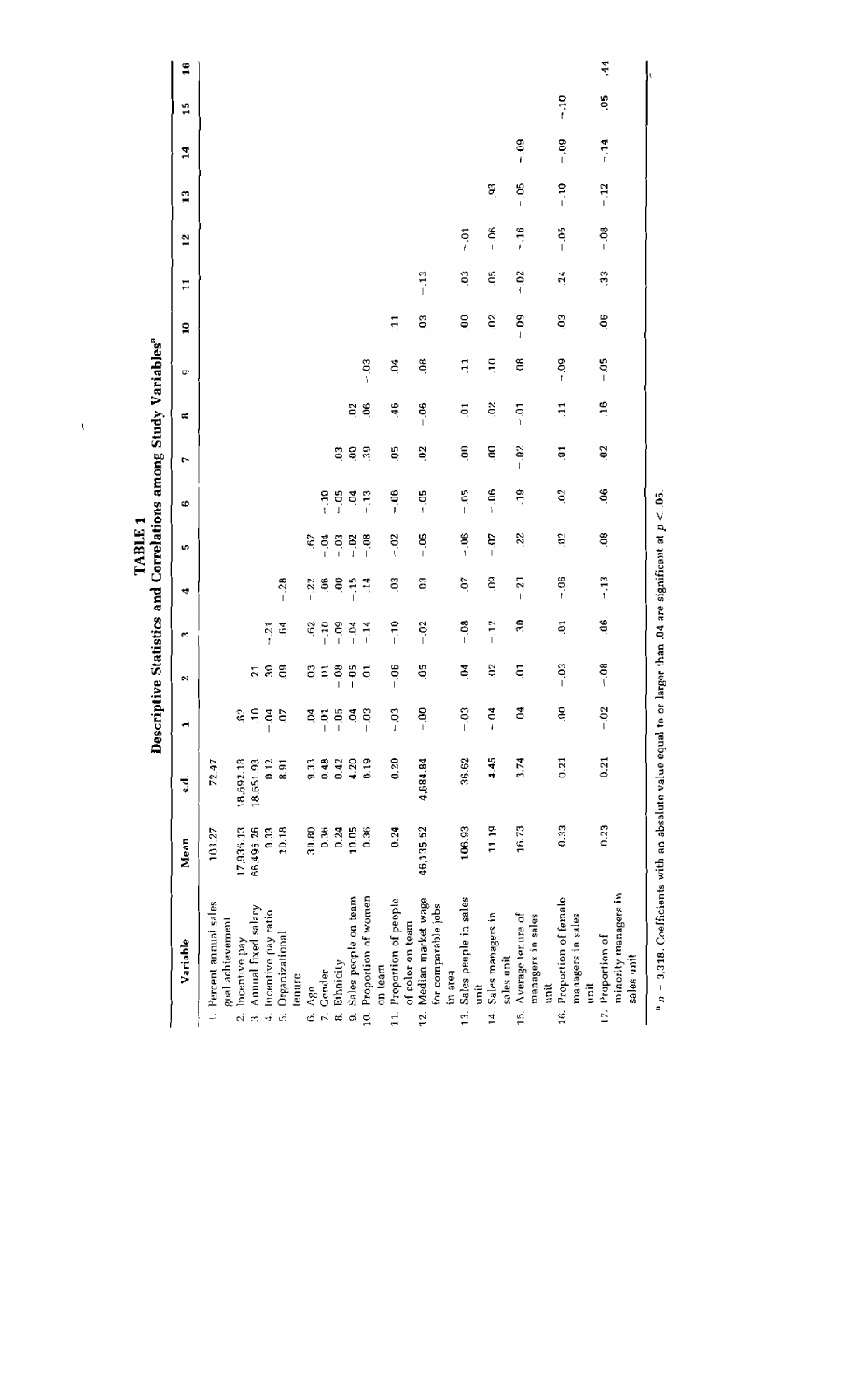**TABLE 1**

**Descriptive Statistics and Correlations among Study Variables**[a]

| Variable | Mean | s.d. | 1 | 2 | 3 | 4 | 5 | 6 | 7 | 8 | 9 | 10 | 11 | 12 | 13 | 14 | 15 | 16 |
|---|---|---|---|---|---|---|---|---|---|---|---|---|---|---|---|---|---|---|
| 1. Percent annual sales goal achievement | 103.27 | 72.47 | | | | | | | | | | | | | | | | |
| 2. Incentive pay | 17,936.13 | 18,692.18 | .62 | | | | | | | | | | | | | | | |
| 3. Annual fixed salary | 66,495.26 | 18,651.93 | .10 | .21 | | | | | | | | | | | | | | |
| 4. Incentive pay ratio | 0.33 | 0.12 | −.04 | .30 | −.21 | | | | | | | | | | | | | |
| 5. Organizational tenure | 10.18 | 8.91 | .07 | .09 | .64 | −.28 | | | | | | | | | | | | |
| 6. Age | 39.80 | 9.33 | .04 | .03 | .62 | −.22 | .67 | | | | | | | | | | | |
| 7. Gender | 0.36 | 0.48 | −.01 | .11 | −.10 | .06 | −.04 | −.10 | | | | | | | | | | |
| 8. Ethnicity | 0.24 | 0.42 | −.05 | −.08 | −.09 | .00 | −.03 | −.05 | .03 | | | | | | | | | |
| 9. Sales people on team | 10.05 | 4.20 | .04 | −.05 | −.04 | −.15 | −.02 | .04 | .00 | .02 | | | | | | | | |
| 10. Proportion of women on team | 0.36 | 0.19 | −.03 | .01 | −.14 | .14 | −.08 | −.13 | .39 | .06 | −.03 | | | | | | | |
| 11. Proportion of people of color on team | 0.24 | 0.20 | −.03 | −.06 | −.10 | .03 | −.02 | −.06 | .05 | .46 | .04 | .11 | | | | | | |
| 12. Median market wage for comparable jobs in area | 46,135.52 | 4,684.84 | −.00 | .05 | −.02 | .03 | −.05 | −.05 | .02 | −.06 | .08 | .03 | −.13 | | | | | |
| 13. Sales people in sales unit | 106.93 | 36.62 | −.03 | .04 | −.08 | .07 | −.06 | −.05 | .00 | .01 | .11 | .00 | .03 | −.01 | | | | |
| 14. Sales managers in sales unit | 11.19 | 4.45 | −.04 | .02 | −.12 | .09 | −.07 | −.06 | .00 | .02 | .10 | .02 | .05 | −.06 | .93 | | | |
| 15. Average tenure of managers in sales unit | 16.73 | 3.74 | .04 | .01 | .30 | −.23 | .22 | .19 | −.02 | −.01 | .08 | −.09 | −.02 | −.16 | −.05 | −.09 | | |
| 16. Proportion of female managers in sales unit | 0.33 | 0.21 | .00 | −.03 | .01 | −.06 | .02 | .02 | .01 | .11 | −.09 | .03 | .24 | −.05 | −.10 | −.09 | −.10 | |
| 17. Proportion of minority managers in sales unit | 0.23 | 0.21 | −.02 | −.08 | .06 | −.13 | .08 | .06 | .02 | .16 | −.05 | .06 | .33 | −.08 | −.12 | −.14 | .05 | .44 |

[a] $n = 3{,}318$. Coefficients with an absolute value equal to or larger than .04 are significant at $p < .05$.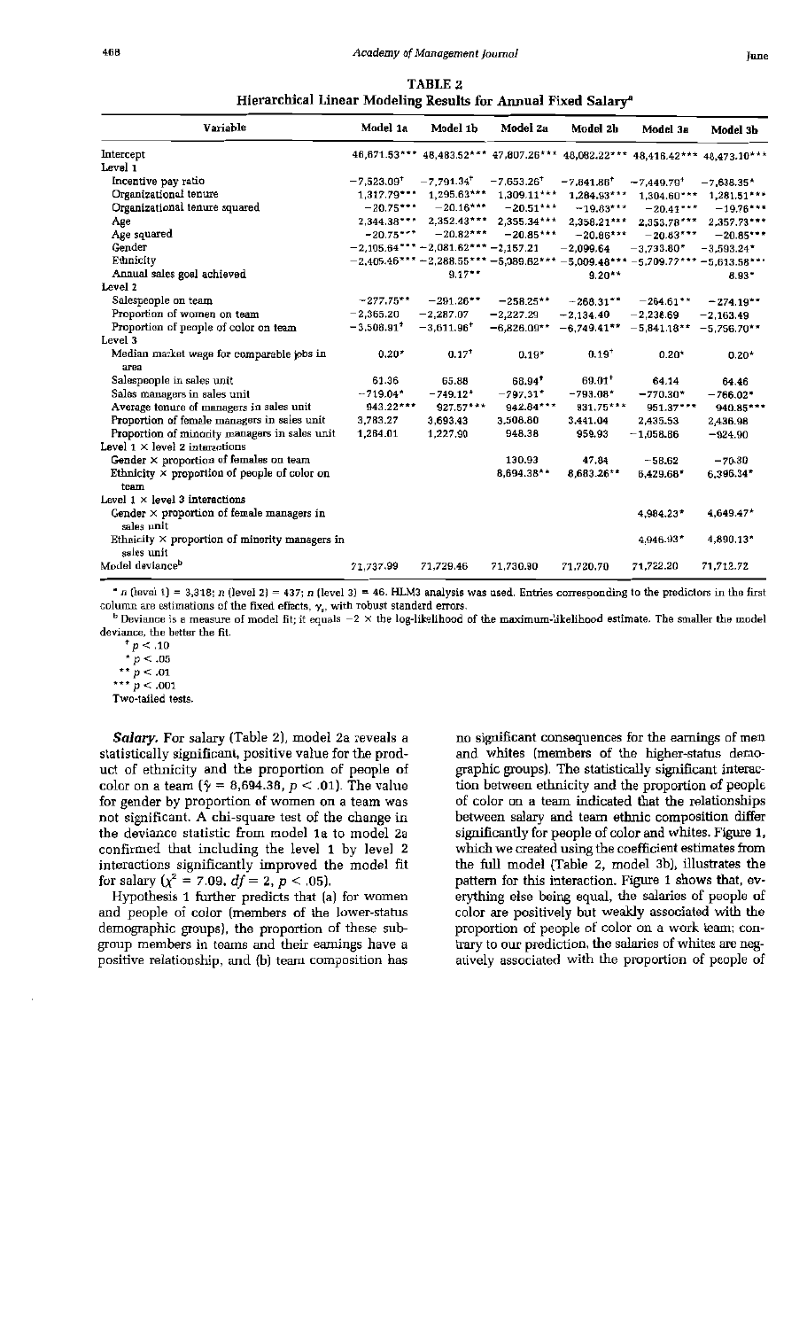**TABLE 2**
**Hierarchical Linear Modeling Results for Annual Fixed Salary[a]**

| Variable | Model 1a | Model 1b | Model 2a | Model 2b | Model 3a | Model 3b |
|---|---|---|---|---|---|---|
| Intercept | 46,671.53*** | 48,483.52*** | 47,807.26*** | 48,082.22*** | 48,416.42*** | 48,473.10*** |
| Level 1 | | | | | | |
| Incentive pay ratio | −7,523.09† | −7,791.34† | −7,653.26† | −7,841.86† | −7,449.70† | −7,638.35* |
| Organizational tenure | 1,317.79*** | 1,295.63*** | 1,309.11*** | 1,284.93*** | 1,304.60*** | 1,281.51*** |
| Organizational tenure squared | −20.75*** | −20.16*** | −20.51*** | −19.83*** | −20.41*** | −19.76*** |
| Age | 2,344.38*** | 2,352.43*** | 2,355.34*** | 2,356.21*** | 2,353.78*** | 2,357.73*** |
| Age squared | −20.75*** | −20.82*** | −20.85*** | −20.86*** | −20.83*** | −20.85*** |
| Gender | −2,105.64*** | −2,081.62*** | −2,157.21 | −2,099.64 | −3,733.80* | −3,593.24* |
| Ethnicity | −2,405.46*** | −2,288.55*** | −5,389.62*** | −5,009.48*** | −5,709.77*** | −5,613.58*** |
| Annual sales goal achieved | | 9.17** | | 9.20** | | 8.93* |
| Level 2 | | | | | | |
| Salespeople on team | −277.75** | −291.26** | −258.25** | −266.31** | −264.61** | −274.19** |
| Proportion of women on team | −2,365.20 | −2,287.07 | −2,227.29 | −2,134.40 | −2,238.69 | −2,163.49 |
| Proportion of people of color on team | −3,508.91† | −3,611.96† | −6,826.09** | −6,749.41** | −5,841.18** | −5,756.70** |
| Level 3 | | | | | | |
| Median market wage for comparable jobs in area | 0.20* | 0.17† | 0.19* | 0.19† | 0.20* | 0.20* |
| Salespeople in sales unit | 61.36 | 65.88 | 68.94† | 69.01† | 64.14 | 64.46 |
| Sales managers in sales unit | −719.04* | −749.12* | −797.31* | −793.08* | −770.30* | −766.02* |
| Average tenure of managers in sales unit | 943.22*** | 927.57*** | 942.64*** | 931.75*** | 951.37*** | 940.85*** |
| Proportion of female managers in sales unit | 3,783.27 | 3,693.43 | 3,508.80 | 3,441.04 | 2,435.53 | 2,436.98 |
| Proportion of minority managers in sales unit | 1,264.01 | 1,227.90 | 948.38 | 959.93 | −1,058.86 | −924.90 |
| Level 1 × level 2 interactions | | | | | | |
| Gender × proportion of females on team | | | 130.93 | 47.84 | −58.62 | −70.30 |
| Ethnicity × proportion of people of color on team | | | 8,694.38** | 8,683.26** | 6,429.68* | 6,396.34* |
| Level 1 × level 3 interactions | | | | | | |
| Gender × proportion of female managers in sales unit | | | | | 4,984.23* | 4,649.47* |
| Ethnicity × proportion of minority managers in sales unit | | | | | 4,946.93* | 4,890.13* |
| Model deviance[b] | 71,737.99 | 71,729.46 | 71,730.90 | 71,720.70 | 71,722.20 | 71,712.72 |

[a] n (level 1) = 3,318; n (level 2) = 437; n (level 3) = 46. HLM3 analysis was used. Entries corresponding to the predictors in the first column are estimations of the fixed effects, $\gamma_s$, with robust standard errors.

[b] Deviance is a measure of model fit; it equals −2 × the log-likelihood of the maximum-likelihood estimate. The smaller the model deviance, the better the fit.

† $p < .10$
* $p < .05$
** $p < .01$
*** $p < .001$
Two-tailed tests.

***Salary.*** For salary (Table 2), model 2a reveals a statistically significant, positive value for the product of ethnicity and the proportion of people of color on a team ($\gamma = 8{,}694.38$, $p < .01$). The value for gender by proportion of women on a team was not significant. A chi-square test of the change in the deviance statistic from model 1a to model 2a confirmed that including the level 1 by level 2 interactions significantly improved the model fit for salary ($\chi^2 = 7.09$, $df = 2$, $p < .05$).

Hypothesis 1 further predicts that (a) for women and people of color (members of the lower-status demographic groups), the proportion of these subgroup members in teams and their earnings have a positive relationship, and (b) team composition has no significant consequences for the earnings of men and whites (members of the higher-status demographic groups). The statistically significant interaction between ethnicity and the proportion of people of color on a team indicated that the relationships between salary and team ethnic composition differ significantly for people of color and whites. Figure 1, which we created using the coefficient estimates from the full model (Table 2, model 3b), illustrates the pattern for this interaction. Figure 1 shows that, everything else being equal, the salaries of people of color are positively but weakly associated with the proportion of people of color on a work team; contrary to our prediction, the salaries of whites are negatively associated with the proportion of people of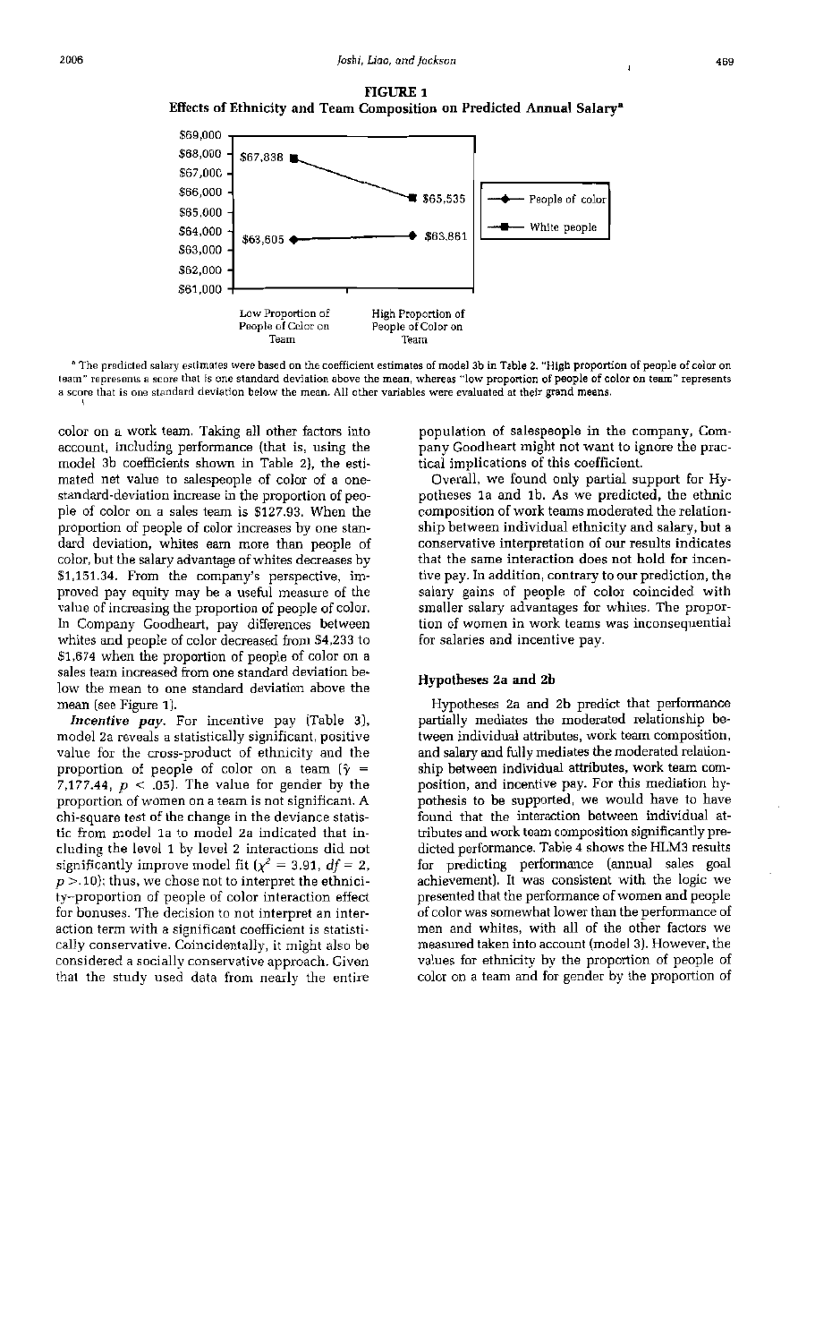**FIGURE 1**
**Effects of Ethnicity and Team Composition on Predicted Annual Salary[a]**

$69,000
$68,000
$67,000
$66,000
$65,000
$64,000
$63,000
$62,000
$61,000

$67,838
$65,535
$63,605
$63,861

Low Proportion of People of Color on Team
High Proportion of People of Color on Team

People of color
White people

[a] The predicted salary estimates were based on the coefficient estimates of model 3b in Table 2. "High proportion of people of color on team" represents a score that is one standard deviation above the mean, whereas "low proportion of people of color on team" represents a score that is one standard deviation below the mean. All other variables were evaluated at their grand means.

color on a work team. Taking all other factors into account, including performance (that is, using the model 3b coefficients shown in Table 2), the estimated net value to salespeople of color of a one-standard-deviation increase in the proportion of people of color on a sales team is $127.93. When the proportion of people of color increases by one standard deviation, whites earn more than people of color, but the salary advantage of whites decreases by $1,151.34. From the company's perspective, improved pay equity may be a useful measure of the value of increasing the proportion of people of color. In Company Goodheart, pay differences between whites and people of color decreased from $4,233 to $1,674 when the proportion of people of color on a sales team increased from one standard deviation below the mean to one standard deviation above the mean (see Figure 1).

***Incentive pay.*** For incentive pay (Table 3), model 2a reveals a statistically significant, positive value for the cross-product of ethnicity and the proportion of people of color on a team ($\hat{\gamma}$ = 7,177.44, $p < .05$). The value for gender by the proportion of women on a team is not significant. A chi-square test of the change in the deviance statistic from model 1a to model 2a indicated that including the level 1 by level 2 interactions did not significantly improve model fit ($\chi^2 = 3.91$, $df = 2$, $p > .10$); thus, we chose not to interpret the ethnicity–proportion of people of color interaction effect for bonuses. The decision to not interpret an interaction term with a significant coefficient is statistically conservative. Coincidentally, it might also be considered a socially conservative approach. Given that the study used data from nearly the entire population of salespeople in the company, Company Goodheart might not want to ignore the practical implications of this coefficient.

Overall, we found only partial support for Hypotheses 1a and 1b. As we predicted, the ethnic composition of work teams moderated the relationship between individual ethnicity and salary, but a conservative interpretation of our results indicates that the same interaction does not hold for incentive pay. In addition, contrary to our prediction, the salary gains of people of color coincided with smaller salary advantages for whites. The proportion of women in work teams was inconsequential for salaries and incentive pay.

### Hypotheses 2a and 2b

Hypotheses 2a and 2b predict that performance partially mediates the moderated relationship between individual attributes, work team composition, and salary and fully mediates the moderated relationship between individual attributes, work team composition, and incentive pay. For this mediation hypothesis to be supported, we would have to have found that the interaction between individual attributes and work team composition significantly predicted performance. Table 4 shows the HLM3 results for predicting performance (annual sales goal achievement). It was consistent with the logic we presented that the performance of women and people of color was somewhat lower than the performance of men and whites, with all of the other factors we measured taken into account (model 3). However, the values for ethnicity by the proportion of people of color on a team and for gender by the proportion of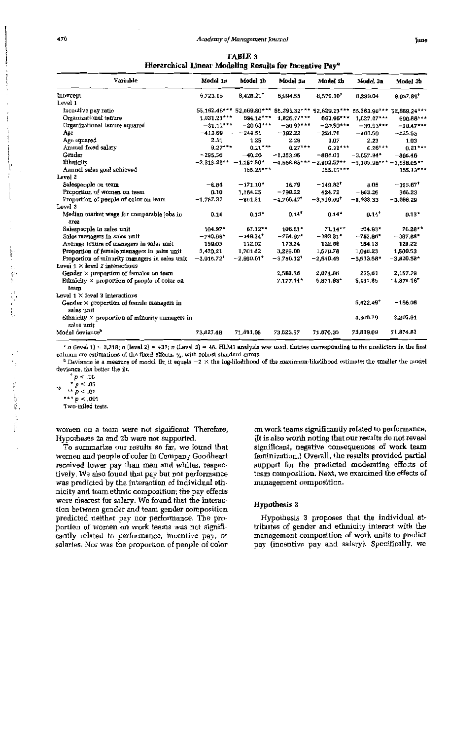**TABLE 3**
**Hierarchical Linear Modeling Results for Incentive Pay**[a]

| Variable | Model 1a | Model 1b | Model 2a | Model 2b | Model 3a | Model 3b |
|---|---|---|---|---|---|---|
| Intercept | 6,723.15 | 8,428.21[†] | 6,994.55 | 8,576.10[†] | 6,239.04 | 9,037.88[†] |
| Level 1 | | | | | | |
| Incentive pay ratio | 55,192.46*** | 52,869.80*** | 55,295.32*** | 52,829.23*** | 55,363.96*** | 52,869.24*** |
| Organizational tenure | 1,031.21*** | 694.16*** | 1,026.77*** | 690.96*** | 1,027.07*** | 690.88*** |
| Organizational tenure squared | −31.11*** | −20.63*** | −30.97*** | −20.50*** | −30.93*** | −20.47*** |
| Age | −413.69 | −244.51 | −392.22 | −228.76 | −388.50 | −225.53 |
| Age squared | 2.51 | 1.25 | 2.28 | 1.07 | 2.23 | 1.03 |
| Annual fixed salary | 0.27*** | 0.21*** | 0.27*** | 0.21*** | 0.26*** | 0.21*** |
| Gender | −295.56 | −40.26 | −1,353.96 | −884.01 | −3,057.94* | −866.46 |
| Ethnicity | −2,313.29** | −1,157.50* | −4,558.85*** | −2,992.57** | −5,165.96*** | −3,538.05** |
| Annual sales goal achieved | | 155.23*** | | 155.15*** | | 155.13*** |
| Level 2 | | | | | | |
| Salespeople on team | −6.84 | −171.10* | 16.79 | −149.82[†] | 8.05 | −153.67[†] |
| Proportion of women on team | 0.10 | 1,164.25 | −799.22 | 424.72 | −803.26 | 368.23 |
| Proportion of people of color on team | −1,767.37 | −861.51 | −4,766.47[†] | −3,519.09[†] | −3,938.33 | −3,066.29 |
| Level 3 | | | | | | |
| Median market wage for comparable jobs in area | 0.14 | 0.13* | 0.14[†] | 0.14* | 0.14[†] | 0.13* |
| Salespeople in sales unit | 104.97* | 67.12** | 106.51* | 71.14** | 104.93* | 70.28** |
| Sales managers in sales unit | −740.66* | −349.34[†] | −764.97* | −393.81* | −752.86* | −387.66* |
| Average tenure of managers in sales unit | 159.09 | 112.02 | 173.24 | 122.86 | 164.13 | 128.22 |
| Proportion of female managers in sales unit | 3,420.21 | 1,701.82 | 3,295.09 | 1,570.78 | 1,048.23 | 1,509.53 |
| Proportion of minority managers in sales unit | −3,916.72[†] | −2,660.01[†] | −3,750.12[†] | −2,540.48 | −5,513.58* | −3,820.58* |
| Level 1 × level 2 interactions | | | | | | |
| Gender × proportion of females on team | | | 2,569.38 | 2,074.86 | 235.61 | 2,157.79 |
| Ethnicity × proportion of people of color on team | | | 7,177.44* | 5,871.83* | 5,437.85 | 4,873.16[†] |
| Level 1 × level 3 interactions | | | | | | |
| Gender × proportion of female managers in sales unit | | | | | 5,422.49[†] | −166.08 |
| Ethnicity × proportion of minority managers in sales unit | | | | | 4,308.79 | 3,205.91 |
| Model deviance[b] | 73,827.48 | 71,881.06 | 73,823.57 | 71,876.39 | 73,819.09 | 71,874.83 |

[a] $n$ (level 1) = 3,318; $n$ (level 2) = 437; $n$ (Level 3) = 46. HLM3 analysis was used. Entries corresponding to the predictors in the first column are estimations of the fixed effects, $\gamma_s$, with robust standard errors.

[b] Deviance is a measure of model fit; it equals −2 × the log-likelihood of the maximum-likelihood estimate; the smaller the model deviance, the better the fit.

[†] $p < .10$
\* $p < .05$
\*\* $p < .01$
\*\*\* $p < .001$
Two-tailed tests.

women on a team were not significant. Therefore, Hypotheses 2a and 2b were not supported.

To summarize our results so far, we found that women and people of color in Company Goodheart received lower pay than men and whites, respectively. We also found that pay but not performance was predicted by the interaction of individual ethnicity and team ethnic composition; the pay effects were clearest for salary. We found that the interaction between gender and team gender composition predicted neither pay nor performance. The proportion of women on work teams was not significantly related to performance, incentive pay, or salaries. Nor was the proportion of people of color on work teams significantly related to performance. (It is also worth noting that our results do not reveal significant, negative consequences of work team feminization.) Overall, the results provided partial support for the predicted moderating effects of team composition. Next, we examined the effects of management composition.

### Hypothesis 3

Hypothesis 3 proposes that the individual attributes of gender and ethnicity interact with the management composition of work units to predict pay (incentive pay and salary). Specifically, we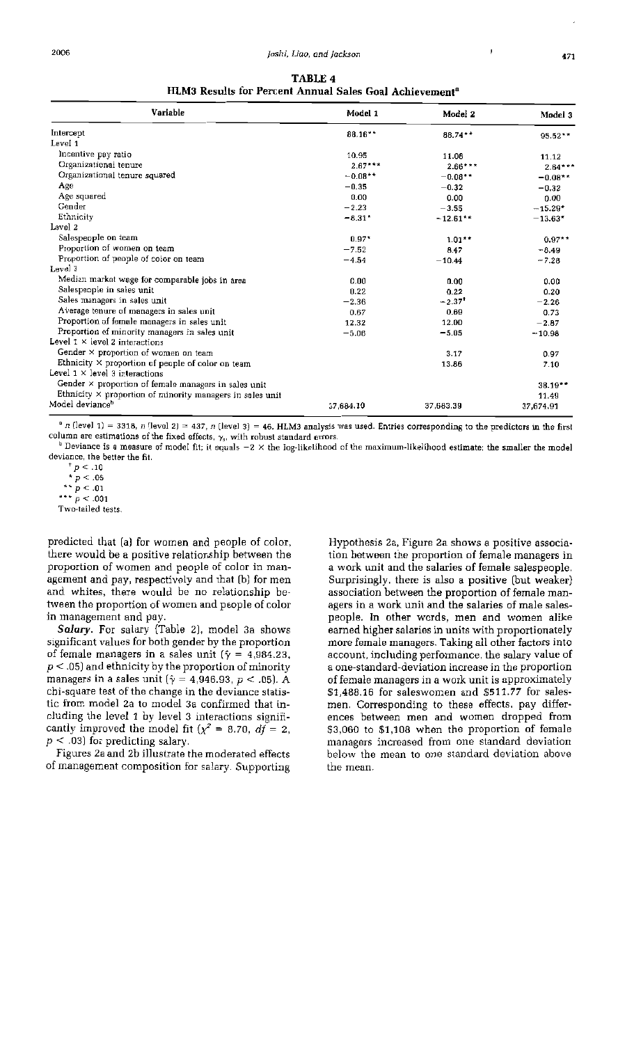**TABLE 4**
**HLM3 Results for Percent Annual Sales Goal Achievement[a]**

| Variable | Model 1 | Model 2 | Model 3 |
|---|---|---|---|
| Intercept | 88.16** | 88.74** | 95.52** |
| Level 1 | | | |
| Incentive pay ratio | 10.95 | 11.06 | 11.12 |
| Organizational tenure | 2.67*** | 2.66*** | 2.64*** |
| Organizational tenure squared | −0.08** | −0.08** | −0.08** |
| Age | −0.35 | −0.32 | −0.32 |
| Age squared | 0.00 | 0.00 | 0.00 |
| Gender | −2.23 | −3.55 | −15.29* |
| Ethnicity | −8.31* | −12.61** | −13.63* |
| Level 2 | | | |
| Salespeople on team | 0.97* | 1.01** | 0.97** |
| Proportion of women on team | −7.52 | 8.47 | −8.49 |
| Proportion of people of color on team | −4.54 | −10.44 | −7.28 |
| Level 3 | | | |
| Median market wage for comparable jobs in area | 0.00 | 0.00 | 0.00 |
| Salespeople in sales unit | 0.22 | 0.22 | 0.20 |
| Sales managers in sales unit | −2.36 | −2.37[†] | −2.26 |
| Average tenure of managers in sales unit | 0.67 | 0.69 | 0.73 |
| Proportion of female managers in sales unit | 12.32 | 12.00 | −2.87 |
| Proportion of minority managers in sales unit | −5.06 | −5.05 | −10.98 |
| Level 1 × level 2 interactions | | | |
| Gender × proportion of women on team | | 3.17 | 0.97 |
| Ethnicity × proportion of people of color on team | | 13.86 | 7.10 |
| Level 1 × level 3 interactions | | | |
| Gender × proportion of female managers in sales unit | | | 38.19** |
| Ethnicity × proportion of minority managers in sales unit | | | 11.49 |
| Model deviance[b] | 37,684.10 | 37,683.39 | 37,674.91 |

[a] $n$ (level 1) = 3318, $n$ (level 2) = 437, $n$ (level 3) = 46. HLM3 analysis was used. Entries corresponding to the predictors in the first column are estimations of the fixed effects, $\gamma_s$, with robust standard errors.

[b] Deviance is a measure of model fit; it equals −2 × the log-likelihood of the maximum-likelihood estimate; the smaller the model deviance, the better the fit.

[†] $p < .10$

\* $p < .05$

\*\* $p < .01$

\*\*\* $p < .001$

Two-tailed tests.

predicted that (a) for women and people of color, there would be a positive relationship between the proportion of women and people of color in management and pay, respectively and that (b) for men and whites, there would be no relationship between the proportion of women and people of color in management and pay.

***Salary.*** For salary (Table 2), model 3a shows significant values for both gender by the proportion of female managers in a sales unit ($\hat{\gamma}$ = 4,984.23, $p < .05$) and ethnicity by the proportion of minority managers in a sales unit ($\hat{\gamma}$ = 4,946.93, $p < .05$). A chi-square test of the change in the deviance statistic from model 2a to model 3a confirmed that including the level 1 by level 3 interactions significantly improved the model fit ($\chi^2$ = 8.70, $df$ = 2, $p < .03$) for predicting salary.

Figures 2a and 2b illustrate the moderated effects of management composition for salary. Supporting Hypothesis 2a, Figure 2a shows a positive association between the proportion of female managers in a work unit and the salaries of female salespeople. Surprisingly, there is also a positive (but weaker) association between the proportion of female managers in a work unit and the salaries of male salespeople. In other words, men and women alike earned higher salaries in units with proportionately more female managers. Taking all other factors into account, including performance, the salary value of a one-standard-deviation increase in the proportion of female managers in a work unit is approximately \$1,488.16 for saleswomen and \$511.77 for salesmen. Corresponding to these effects, pay differences between men and women dropped from \$3,060 to \$1,108 when the proportion of female managers increased from one standard deviation below the mean to one standard deviation above the mean.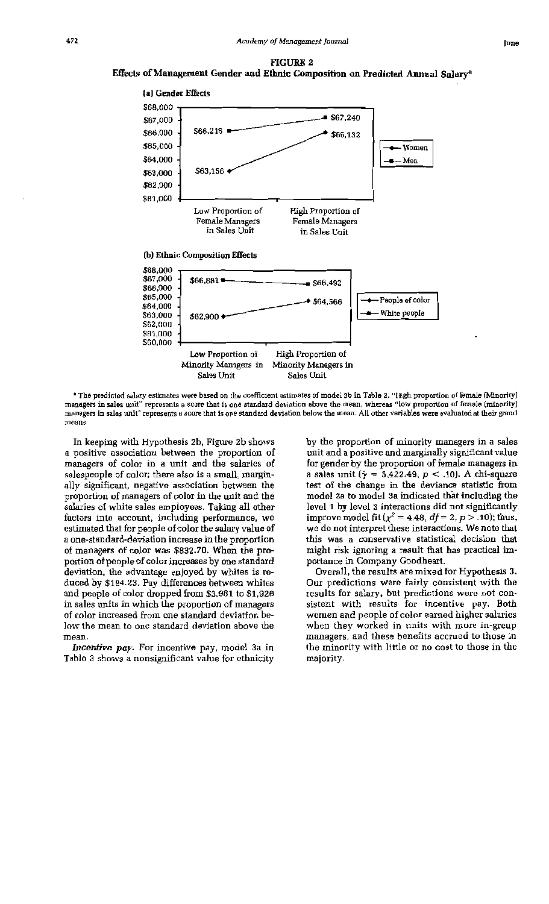**FIGURE 2**
**Effects of Management Gender and Ethnic Composition on Predicted Annual Salary[a]**

**(a) Gender Effects**

$68,000
$67,000
$66,000
$65,000
$64,000
$63,000
$62,000
$61,000

$66,216
$67,240
$66,132
$63,156

Low Proportion of Female Managers in Sales Unit
High Proportion of Female Managers in Sales Unit

Women
Men

**(b) Ethnic Composition Effects**

$68,000
$67,000
$66,000
$65,000
$64,000
$63,000
$62,000
$61,000
$60,000

$66,881
$66,492
$64,566
$62,900

Low Proportion of Minority Managers in Sales Unit
High Proportion of Minority Managers in Sales Unit

People of color
White people

[a] The predicted salary estimates were based on the coefficient estimates of model 3b in Table 2. "High proportion of female (Minority) managers in sales unit" represents a score that is one standard deviation above the mean, whereas "low proportion of female (minority) managers in sales unit" represents a score that is one standard deviation below the mean. All other variables were evaluated at their grand means

In keeping with Hypothesis 2b, Figure 2b shows a positive association between the proportion of managers of color in a unit and the salaries of salespeople of color; there also is a small, marginally significant, negative association between the proportion of managers of color in the unit and the salaries of white sales employees. Taking all other factors into account, including performance, we estimated that for people of color the salary value of a one-standard-deviation increase in the proportion of managers of color was $832.70. When the proportion of people of color increases by one standard deviation, the advantage enjoyed by whites is reduced by $194.23. Pay differences between whites and people of color dropped from $3,981 to $1,926 in sales units in which the proportion of managers of color increased from one standard deviation below the mean to one standard deviation above the mean.

***Incentive pay.*** For incentive pay, model 3a in Table 3 shows a nonsignificant value for ethnicity by the proportion of minority managers in a sales unit and a positive and marginally significant value for gender by the proportion of female managers in a sales unit ($\hat{\gamma} = 5{,}422.49$, $p < .10$). A chi-square test of the change in the deviance statistic from model 2a to model 3a indicated that including the level 1 by level 2 interactions did not significantly improve model fit ($\chi^2 = 4.48$, $df = 2$, $p > .10$); thus, we do not interpret these interactions. We note that this was a conservative statistical decision that might risk ignoring a result that has practical importance in Company Goodheart.

Overall, the results are mixed for Hypothesis 3. Our predictions were fairly consistent with the results for salary, but predictions were not consistent with results for incentive pay. Both women and people of color earned higher salaries when they worked in units with more in-group managers, and these benefits accrued to those in the minority with little or no cost to those in the majority.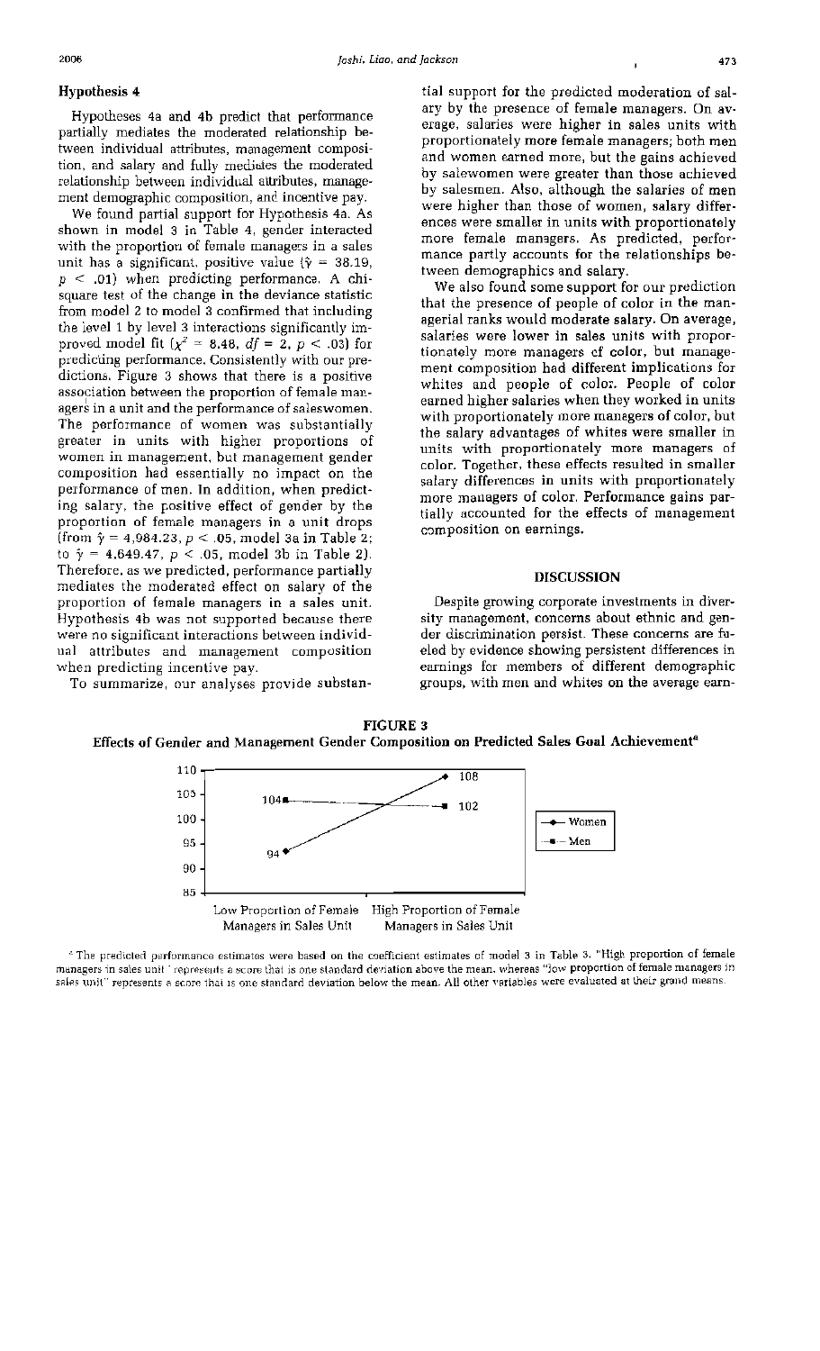### Hypothesis 4

Hypotheses 4a and 4b predict that performance partially mediates the moderated relationship between individual attributes, management composition, and salary and fully mediates the moderated relationship between individual attributes, management demographic composition, and incentive pay.

We found partial support for Hypothesis 4a. As shown in model 3 in Table 4, gender interacted with the proportion of female managers in a sales unit has a significant, positive value ($\hat{\gamma} = 38.19$, $p < .01$) when predicting performance. A chi-square test of the change in the deviance statistic from model 2 to model 3 confirmed that including the level 1 by level 3 interactions significantly improved model fit ($\chi^2 = 8.48$, $df = 2$, $p < .03$) for predicting performance. Consistently with our predictions, Figure 3 shows that there is a positive association between the proportion of female managers in a unit and the performance of saleswomen. The performance of women was substantially greater in units with higher proportions of women in management, but management gender composition had essentially no impact on the performance of men. In addition, when predicting salary, the positive effect of gender by the proportion of female managers in a unit drops (from $\hat{\gamma} = 4{,}984.23$, $p < .05$, model 3a in Table 2; to $\hat{\gamma} = 4{,}649.47$, $p < .05$, model 3b in Table 2). Therefore, as we predicted, performance partially mediates the moderated effect on salary of the proportion of female managers in a sales unit. Hypothesis 4b was not supported because there were no significant interactions between individual attributes and management composition when predicting incentive pay.

To summarize, our analyses provide substantial support for the predicted moderation of salary by the presence of female managers. On average, salaries were higher in sales units with proportionately more female managers; both men and women earned more, but the gains achieved by saleswomen were greater than those achieved by salesmen. Also, although the salaries of men were higher than those of women, salary differences were smaller in units with proportionately more female managers. As predicted, performance partly accounts for the relationships between demographics and salary.

We also found some support for our prediction that the presence of people of color in the managerial ranks would moderate salary. On average, salaries were lower in sales units with proportionately more managers of color, but management composition had different implications for whites and people of color. People of color earned higher salaries when they worked in units with proportionately more managers of color, but the salary advantages of whites were smaller in units with proportionately more managers of color. Together, these effects resulted in smaller salary differences in units with proportionately more managers of color. Performance gains partially accounted for the effects of management composition on earnings.

## DISCUSSION

Despite growing corporate investments in diversity management, concerns about ethnic and gender discrimination persist. These concerns are fueled by evidence showing persistent differences in earnings for members of different demographic groups, with men and whites on the average earn-

**FIGURE 3**
**Effects of Gender and Management Gender Composition on Predicted Sales Goal Achievement[a]**

110
105
100
95
90
85

104
102
94
108

Women
Men

Low Proportion of Female Managers in Sales Unit
High Proportion of Female Managers in Sales Unit

[a] The predicted performance estimates were based on the coefficient estimates of model 3 in Table 3. "High proportion of female managers in sales unit" represents a score that is one standard deviation above the mean, whereas "low proportion of female managers in sales unit" represents a score that is one standard deviation below the mean. All other variables were evaluated at their grand means.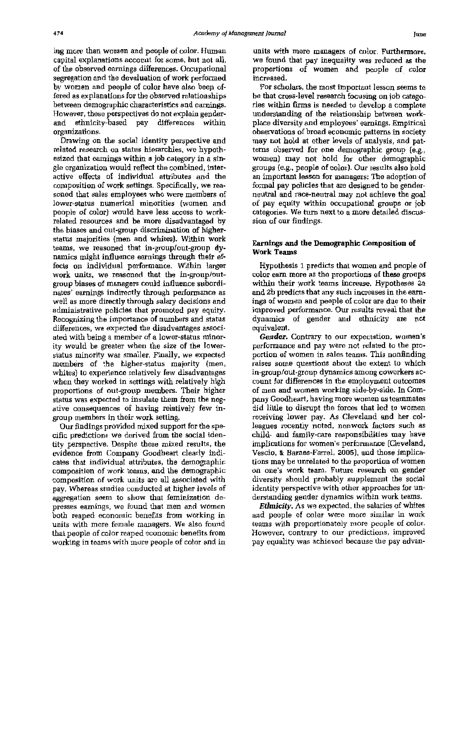ing more than women and people of color. Human capital explanations account for some, but not all, of the observed earnings differences. Occupational segregation and the devaluation of work performed by women and people of color have also been offered as explanations for the observed relationships between demographic characteristics and earnings. However, these perspectives do not explain gender- and ethnicity-based pay differences within organizations.

Drawing on the social identity perspective and related research on status hierarchies, we hypothesized that earnings within a job category in a single organization would reflect the combined, interactive effects of individual attributes and the composition of work settings. Specifically, we reasoned that sales employees who were members of lower-status numerical minorities (women and people of color) would have less access to work-related resources and be more disadvantaged by the biases and out-group discrimination of higher-status majorities (men and whites). Within work teams, we reasoned that in-group/out-group dynamics might influence earnings through their effects on individual performance. Within larger work units, we reasoned that the in-group/out-group biases of managers could influence subordinates' earnings indirectly through performance as well as more directly through salary decisions and administrative policies that promoted pay equity. Recognizing the importance of numbers and status differences, we expected the disadvantages associated with being a member of a lower-status minority would be greater when the size of the lower-status minority was smaller. Finally, we expected members of the higher-status majority (men, whites) to experience relatively few disadvantages when they worked in settings with relatively high proportions of out-group members. Their higher status was expected to insulate them from the negative consequences of having relatively few in-group members in their work setting.

Our findings provided mixed support for the specific predictions we derived from the social identity perspective. Despite these mixed results, the evidence from Company Goodheart clearly indicates that individual attributes, the demographic composition of work teams, and the demographic composition of work units are all associated with pay. Whereas studies conducted at higher levels of aggregation seem to show that feminization depresses earnings, we found that men and women both reaped economic benefits from working in units with more female managers. We also found that people of color reaped economic benefits from working in teams with more people of color and in units with more managers of color. Furthermore, we found that pay inequality was reduced as the proportions of women and people of color increased.

For scholars, the most important lesson seems to be that cross-level research focusing on job categories within firms is needed to develop a complete understanding of the relationship between workplace diversity and employees' earnings. Empirical observations of broad economic patterns in society may not hold at other levels of analysis, and patterns observed for one demographic group (e.g., women) may not hold for other demographic groups (e.g., people of color). Our results also hold an important lesson for managers: The adoption of formal pay policies that are designed to be gender-neutral and race-neutral may not achieve the goal of pay equity within occupational groups or job categories. We turn next to a more detailed discussion of our findings.

### Earnings and the Demographic Composition of Work Teams

Hypothesis 1 predicts that women and people of color earn more as the proportions of these groups within their work teams increase. Hypotheses 2a and 2b predicts that any such increases in the earnings of women and people of color are due to their improved performance. Our results reveal that the dynamics of gender and ethnicity are not equivalent.

***Gender.*** Contrary to our expectation, women's performance and pay were not related to the proportion of women in sales teams. This nonfinding raises some questions about the extent to which in-group/out-group dynamics among coworkers account for differences in the employment outcomes of men and women working side-by-side. In Company Goodheart, having more women as teammates did little to disrupt the forces that led to women receiving lower pay. As Cleveland and her colleagues recently noted, nonwork factors such as child- and family-care responsibilities may have implications for women's performance (Cleveland, Vescio, & Barnes-Farrel, 2005), and those implications may be unrelated to the proportion of women on one's work team. Future research on gender diversity should probably supplement the social identity perspective with other approaches for understanding gender dynamics within work teams.

***Ethnicity.*** As we expected, the salaries of whites and people of color were more similar in work teams with proportionately more people of color. However, contrary to our predictions, improved pay equality was achieved because the pay advan-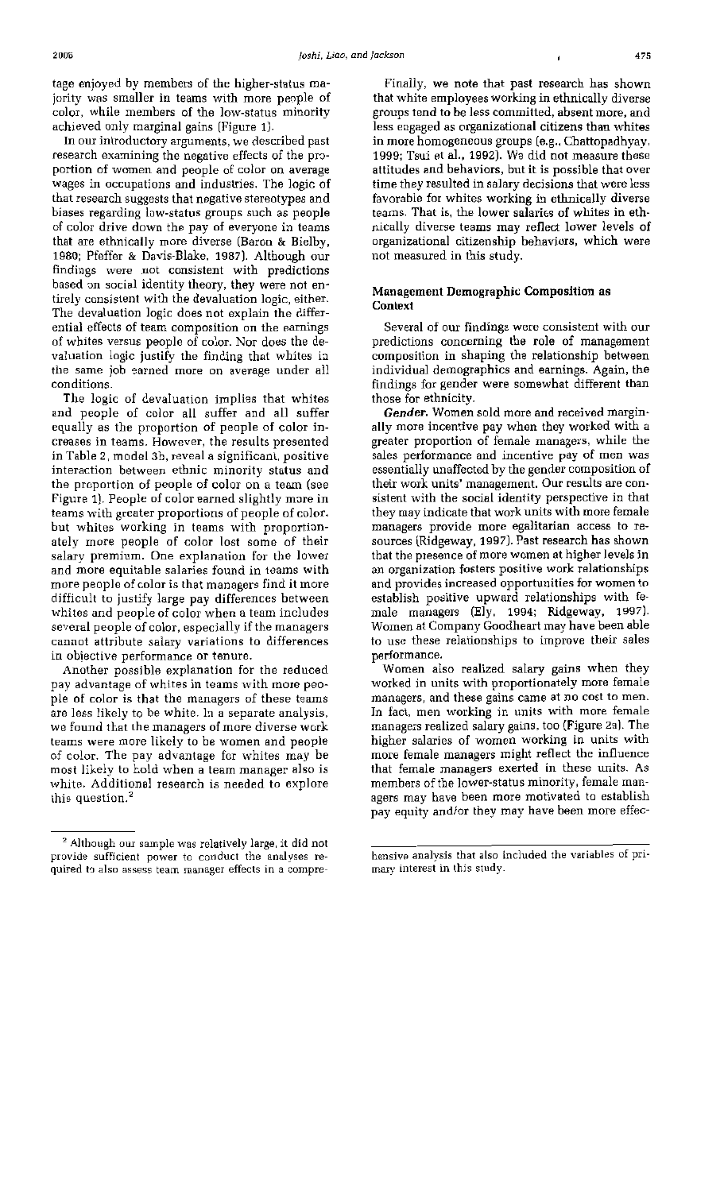tage enjoyed by members of the higher-status majority was smaller in teams with more people of color, while members of the low-status minority achieved only marginal gains (Figure 1).

In our introductory arguments, we described past research examining the negative effects of the proportion of women and people of color on average wages in occupations and industries. The logic of that research suggests that negative stereotypes and biases regarding low-status groups such as people of color drive down the pay of everyone in teams that are ethnically more diverse (Baron & Bielby, 1980; Pfeffer & Davis-Blake, 1987). Although our findings were not consistent with predictions based on social identity theory, they were not entirely consistent with the devaluation logic, either. The devaluation logic does not explain the differential effects of team composition on the earnings of whites versus people of color. Nor does the devaluation logic justify the finding that whites in the same job earned more on average under all conditions.

The logic of devaluation implies that whites and people of color all suffer and all suffer equally as the proportion of people of color increases in teams. However, the results presented in Table 2, model 3b, reveal a significant, positive interaction between ethnic minority status and the proportion of people of color on a team (see Figure 1). People of color earned slightly more in teams with greater proportions of people of color, but whites working in teams with proportionately more people of color lost some of their salary premium. One explanation for the lower and more equitable salaries found in teams with more people of color is that managers find it more difficult to justify large pay differences between whites and people of color when a team includes several people of color, especially if the managers cannot attribute salary variations to differences in objective performance or tenure.

Another possible explanation for the reduced pay advantage of whites in teams with more people of color is that the managers of these teams are less likely to be white. In a separate analysis, we found that the managers of more diverse work teams were more likely to be women and people of color. The pay advantage for whites may be most likely to hold when a team manager also is white. Additional research is needed to explore this question.[2]

Finally, we note that past research has shown that white employees working in ethnically diverse groups tend to be less committed, absent more, and less engaged as organizational citizens than whites in more homogeneous groups (e.g., Chattopadhyay, 1999; Tsui et al., 1992). We did not measure these attitudes and behaviors, but it is possible that over time they resulted in salary decisions that were less favorable for whites working in ethnically diverse teams. That is, the lower salaries of whites in ethnically diverse teams may reflect lower levels of organizational citizenship behaviors, which were not measured in this study.

## Management Demographic Composition as Context

Several of our findings were consistent with our predictions concerning the role of management composition in shaping the relationship between individual demographics and earnings. Again, the findings for gender were somewhat different than those for ethnicity.

***Gender.*** Women sold more and received marginally more incentive pay when they worked with a greater proportion of female managers, while the sales performance and incentive pay of men was essentially unaffected by the gender composition of their work units' management. Our results are consistent with the social identity perspective in that they may indicate that work units with more female managers provide more egalitarian access to resources (Ridgeway, 1997). Past research has shown that the presence of more women at higher levels in an organization fosters positive work relationships and provides increased opportunities for women to establish positive upward relationships with female managers (Ely, 1994; Ridgeway, 1997). Women at Company Goodheart may have been able to use these relationships to improve their sales performance.

Women also realized salary gains when they worked in units with proportionately more female managers, and these gains came at no cost to men. In fact, men working in units with more female managers realized salary gains, too (Figure 2a). The higher salaries of women working in units with more female managers might reflect the influence that female managers exerted in these units. As members of the lower-status minority, female managers may have been more motivated to establish pay equity and/or they may have been more effec-

[2] Although our sample was relatively large, it did not provide sufficient power to conduct the analyses required to also assess team manager effects in a comprehensive analysis that also included the variables of primary interest in this study.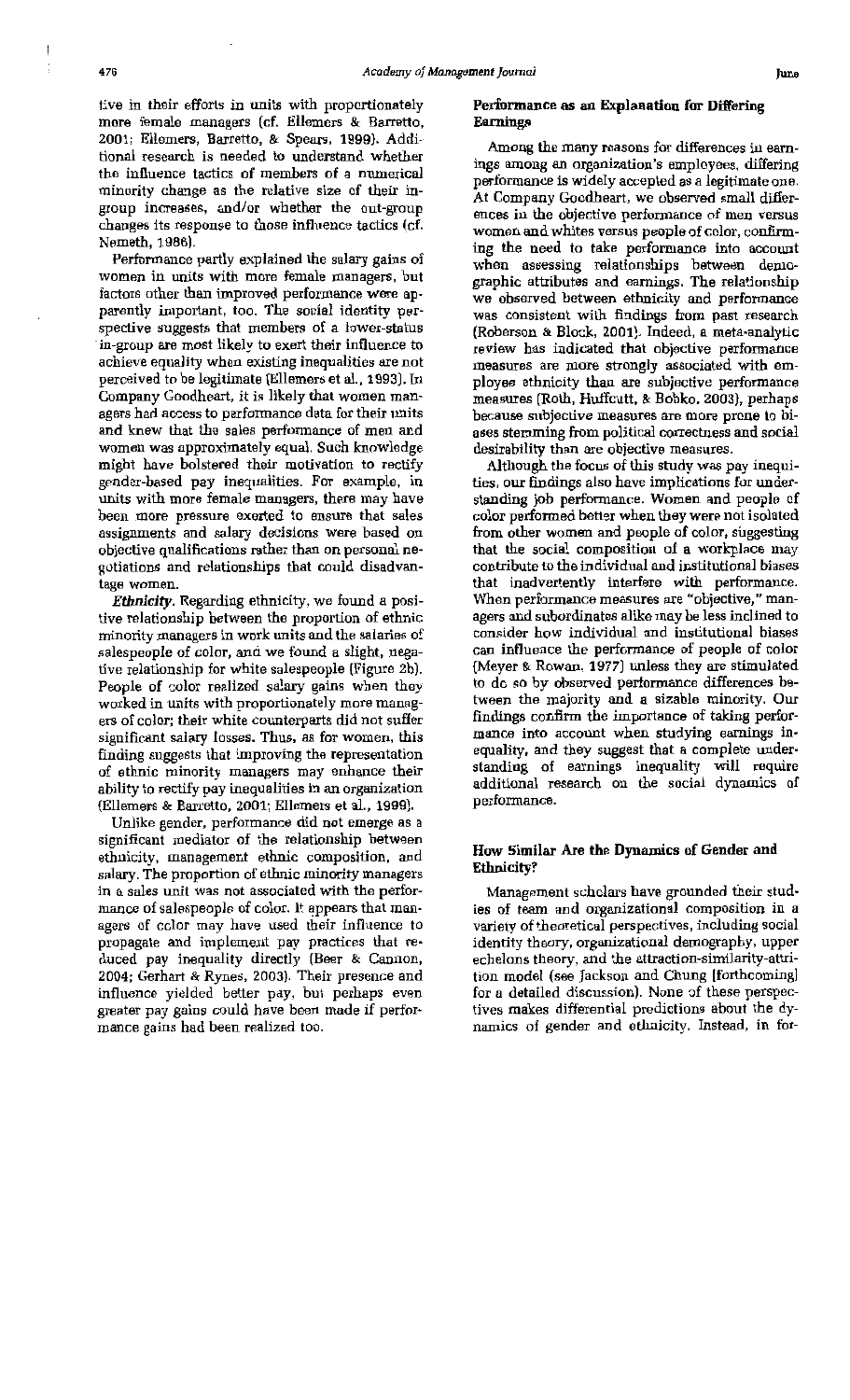tive in their efforts in units with proportionately more female managers (cf. Ellemers & Barretto, 2001; Ellemers, Barretto, & Spears, 1999). Additional research is needed to understand whether the influence tactics of members of a numerical minority change as the relative size of their in-group increases, and/or whether the out-group changes its response to those influence tactics (cf. Nemeth, 1986).

Performance partly explained the salary gains of women in units with more female managers, but factors other than improved performance were apparently important, too. The social identity perspective suggests that members of a lower-status in-group are most likely to exert their influence to achieve equality when existing inequalities are not perceived to be legitimate (Ellemers et al., 1993). In Company Goodheart, it is likely that women managers had access to performance data for their units and knew that the sales performance of men and women was approximately equal. Such knowledge might have bolstered their motivation to rectify gender-based pay inequalities. For example, in units with more female managers, there may have been more pressure exerted to ensure that sales assignments and salary decisions were based on objective qualifications rather than on personal negotiations and relationships that could disadvantage women.

*Ethnicity.* Regarding ethnicity, we found a positive relationship between the proportion of ethnic minority managers in work units and the salaries of salespeople of color, and we found a slight, negative relationship for white salespeople (Figure 2b). People of color realized salary gains when they worked in units with proportionately more managers of color; their white counterparts did not suffer significant salary losses. Thus, as for women, this finding suggests that improving the representation of ethnic minority managers may enhance their ability to rectify pay inequalities in an organization (Ellemers & Barretto, 2001; Ellemers et al., 1999).

Unlike gender, performance did not emerge as a significant mediator of the relationship between ethnicity, management ethnic composition, and salary. The proportion of ethnic minority managers in a sales unit was not associated with the performance of salespeople of color. It appears that managers of color may have used their influence to propagate and implement pay practices that reduced pay inequality directly (Beer & Cannon, 2004; Gerhart & Rynes, 2003). Their presence and influence yielded better pay, but perhaps even greater pay gains could have been made if performance gains had been realized too.

### Performance as an Explanation for Differing Earnings

Among the many reasons for differences in earnings among an organization's employees, differing performance is widely accepted as a legitimate one. At Company Goodheart, we observed small differences in the objective performance of men versus women and whites versus people of color, confirming the need to take performance into account when assessing relationships between demographic attributes and earnings. The relationship we observed between ethnicity and performance was consistent with findings from past research (Roberson & Block, 2001). Indeed, a meta-analytic review has indicated that objective performance measures are more strongly associated with employee ethnicity than are subjective performance measures (Roth, Huffcutt, & Bobko, 2003), perhaps because subjective measures are more prone to biases stemming from political correctness and social desirability than are objective measures.

Although the focus of this study was pay inequities, our findings also have implications for understanding job performance. Women and people of color performed better when they were not isolated from other women and people of color, suggesting that the social composition of a workplace may contribute to the individual and institutional biases that inadvertently interfere with performance. When performance measures are "objective," managers and subordinates alike may be less inclined to consider how individual and institutional biases can influence the performance of people of color (Meyer & Rowan, 1977) unless they are stimulated to do so by observed performance differences between the majority and a sizable minority. Our findings confirm the importance of taking performance into account when studying earnings inequality, and they suggest that a complete understanding of earnings inequality will require additional research on the social dynamics of performance.

### How Similar Are the Dynamics of Gender and Ethnicity?

Management scholars have grounded their studies of team and organizational composition in a variety of theoretical perspectives, including social identity theory, organizational demography, upper echelons theory, and the attraction-similarity-attrition model (see Jackson and Chung [forthcoming] for a detailed discussion). None of these perspectives makes differential predictions about the dynamics of gender and ethnicity. Instead, in for-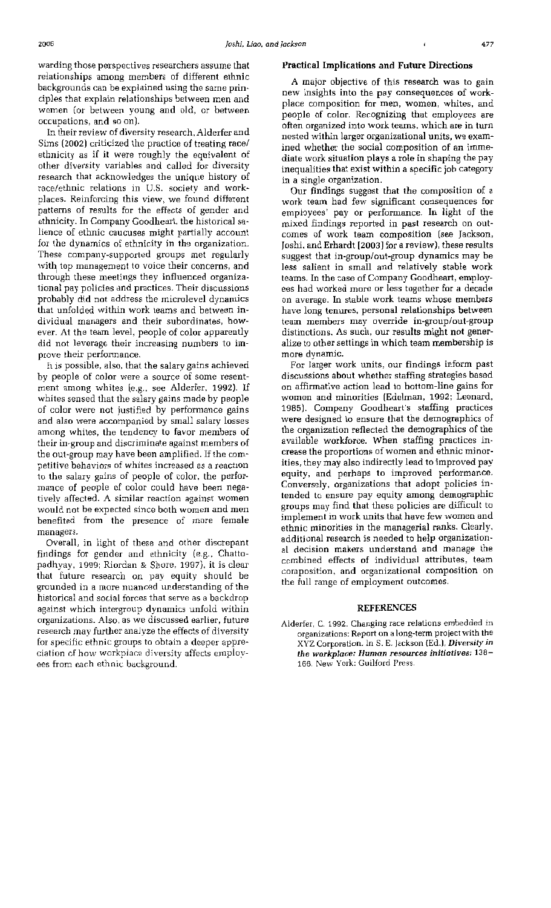warding those perspectives researchers assume that relationships among members of different ethnic backgrounds can be explained using the same principles that explain relationships between men and women (or between young and old, or between occupations, and so on).

In their review of diversity research, Alderfer and Sims (2002) criticized the practice of treating race/ethnicity as if it were roughly the equivalent of other diversity variables and called for diversity research that acknowledges the unique history of race/ethnic relations in U.S. society and workplaces. Reinforcing this view, we found different patterns of results for the effects of gender and ethnicity. In Company Goodheart, the historical salience of ethnic caucuses might partially account for the dynamics of ethnicity in the organization. These company-supported groups met regularly with top management to voice their concerns, and through these meetings they influenced organizational pay policies and practices. Their discussions probably did not address the microlevel dynamics that unfolded within work teams and between individual managers and their subordinates, however. At the team level, people of color apparently did not leverage their increasing numbers to improve their performance.

It is possible, also, that the salary gains achieved by people of color were a source of some resentment among whites (e.g., see Alderfer, 1992). If whites sensed that the salary gains made by people of color were not justified by performance gains and also were accompanied by small salary losses among whites, the tendency to favor members of their in-group and discriminate against members of the out-group may have been amplified. If the competitive behaviors of whites increased as a reaction to the salary gains of people of color, the performance of people of color could have been negatively affected. A similar reaction against women would not be expected since both women and men benefited from the presence of more female managers.

Overall, in light of these and other discrepant findings for gender and ethnicity (e.g., Chattopadhyay, 1999; Riordan & Shore, 1997), it is clear that future research on pay equity should be grounded in a more nuanced understanding of the historical and social forces that serve as a backdrop against which intergroup dynamics unfold within organizations. Also, as we discussed earlier, future research may further analyze the effects of diversity for specific ethnic groups to obtain a deeper appreciation of how workplace diversity affects employees from each ethnic background.

### Practical Implications and Future Directions

A major objective of this research was to gain new insights into the pay consequences of workplace composition for men, women, whites, and people of color. Recognizing that employees are often organized into work teams, which are in turn nested within larger organizational units, we examined whether the social composition of an immediate work situation plays a role in shaping the pay inequalities that exist within a specific job category in a single organization.

Our findings suggest that the composition of a work team had few significant consequences for employees' pay or performance. In light of the mixed findings reported in past research on outcomes of work team composition (see Jackson, Joshi, and Erhardt [2003] for a review), these results suggest that in-group/out-group dynamics may be less salient in small and relatively stable work teams. In the case of Company Goodheart, employees had worked more or less together for a decade on average. In stable work teams whose members have long tenures, personal relationships between team members may override in-group/out-group distinctions. As such, our results might not generalize to other settings in which team membership is more dynamic.

For larger work units, our findings inform past discussions about whether staffing strategies based on affirmative action lead to bottom-line gains for women and minorities (Edelman, 1992; Leonard, 1985). Company Goodheart's staffing practices were designed to ensure that the demographics of the organization reflected the demographics of the available workforce. When staffing practices increase the proportions of women and ethnic minorities, they may also indirectly lead to improved pay equity, and perhaps to improved performance. Conversely, organizations that adopt policies intended to ensure pay equity among demographic groups may find that these policies are difficult to implement in work units that have few women and ethnic minorities in the managerial ranks. Clearly, additional research is needed to help organizational decision makers understand and manage the combined effects of individual attributes, team composition, and organizational composition on the full range of employment outcomes.

## REFERENCES

Alderfer, C. 1992. Changing race relations embedded in organizations: Report on a long-term project with the XYZ Corporation. In S. E. Jackson (Ed.), ***Diversity in the workplace: Human resources initiatives***: 138–166. New York: Guilford Press.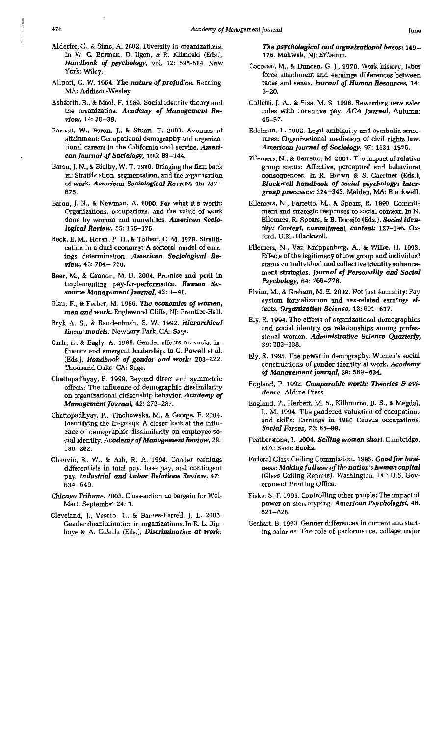Alderfer, C., & Sims, A. 2002. Diversity in organizations. In W. C. Borman, D. Ilgen, & R. Klimoski (Eds.), ***Handbook of psychology***, vol. 12: 595–614. New York: Wiley.

Allport, G. W. 1954. ***The nature of prejudice***. Reading, MA: Addison-Wesley.

Ashforth, B., & Mael, F. 1989. Social identity theory and the organization. ***Academy of Management Review***, 14: 20–39.

Barnett, W., Baron, J., & Stuart, T. 2000. Avenues of attainment: Occupational demography and organizational careers in the California civil service. ***American Journal of Sociology***, 106: 88–144.

Baron, J. N., & Bielby, W. T. 1980. Bringing the firm back in: Stratification, segmentation, and the organization of work. ***American Sociological Review***, 45: 737–675.

Baron, J. N., & Newman, A. 1990. For what it's worth: Organizations, occupations, and the value of work done by women and nonwhites. ***American Sociological Review***, 55: 155–175.

Beck, E. M., Horan, P. H., & Tolbert, C. M. 1978. Stratification in a dual economy: A sectoral model of earnings determination. ***American Sociological Review***, 43: 704–720.

Beer, M., & Cannon, M. D. 2004. Promise and peril in implementing pay-for-performance. ***Human Resource Management Journal***, 43: 3–48.

Blau, F., & Ferber, M. 1986. ***The economics of women, men and work***. Englewood Cliffs, NJ: Prentice-Hall.

Bryk A. S., & Raudenbush, S. W. 1992. ***Hierarchical linear models***. Newbury Park, CA: Sage.

Carli, L., & Eagly, A. 1999. Gender effects on social influence and emergent leadership. In G. Powell et al. (Eds.), ***Handbook of gender and work***: 203–222. Thousand Oaks, CA: Sage.

Chattopadhyay, P. 1999. Beyond direct and symmetric effects: The influence of demographic dissimilarity on organizational citizenship behavior. ***Academy of Management Journal***, 42: 273–287.

Chattopadhyay, P., Tluchowska, M., & George, E. 2004. Identifying the in-group: A closer look at the influence of demographic dissimilarity on employee social identity. ***Academy of Management Review***, 29: 180–202.

Chauvin, K. W., & Ash, R. A. 1994. Gender earnings differentials in total pay, base pay, and contingent pay. ***Industrial and Labor Relations Review***, 47: 634–649.

***Chicago Tribune***. 2003. Class-action no bargain for Wal-Mart. September 24: 1.

Cleveland, J., Vescio, T., & Barnes-Farrell, J. L. 2005. Gender discrimination in organizations. In R. L. Dipboye & A. Colella (Eds.), ***Discrimination at work: The psychological and organizational bases***: 149–176. Mahwah, NJ: Erlbaum.

Cocoran, M., & Duncan, G. J., 1970. Work history, labor force attachment and earnings differences between races and sexes. ***Journal of Human Resources***, 14: 3–20.

Colletti, J. A., & Fiss, M. S. 1998. Rewarding new sales roles with incentive pay. ***ACA Journal***, Autumn: 45–57.

Edelman, L. 1992. Legal ambiguity and symbolic structures: Organizational mediation of civil rights law. ***American Journal of Sociology***, 97: 1531–1576.

Ellemers, N., & Barretto, M. 2001. The impact of relative group status: Affective, perceptual and behavioral consequences. In R. Brown & S. Gaertner (Eds.), ***Blackwell handbook of social psychology: Intergroup processes***: 324–343. Malden, MA: Blackwell.

Ellemers, N., Barretto, M., & Spears, R. 1999. Commitment and strategic responses to social context. In N. Ellemers, R. Spears, & B. Doosjie (Eds.), ***Social identity: Context, commitment, content***: 127–146. Oxford, U.K.: Blackwell.

Ellemers, N., Van Knippenberg, A., & Wilke, H. 1993. Effects of the legitimacy of low group and individual status on individual and collective identity enhancement strategies. ***Journal of Personality and Social Psychology***, 64: 766–778.

Elvira, M., & Graham, M. E. 2002. Not just formality: Pay system formalization and sex-related earnings effects. ***Organization Science***, 13: 601–617.

Ely, R. 1994. The effects of organizational demographics and social identity on relationships among professional women. ***Administrative Science Quarterly***, 39: 203–238.

Ely, R. 1995. The power in demography: Women's social constructions of gender identity at work. ***Academy of Management Journal***, 38: 589–634.

England, P. 1992. ***Comparable worth: Theories & evidence***. Aldine Press.

England, P., Herbert, M. S., Kilbourne, B. S., & Megdal, L. M. 1994. The gendered valuation of occupations and skills: Earnings in 1980 Census occupations. ***Social Forces***, 73: 65–99.

Featherstone, L. 2004. ***Selling women short***. Cambridge, MA: Basic Books.

Federal Glass Ceiling Commission. 1995. ***Good for business: Making full use of the nation's human capital*** (Glass Ceiling Reports). Washington, DC: U.S. Government Printing Office.

Fiske, S. T. 1993. Controlling other people: The impact of power on stereotyping. ***American Psychologist***, 48: 621–628.

Gerhart, B. 1990. Gender differences in current and starting salaries: The role of performance, college major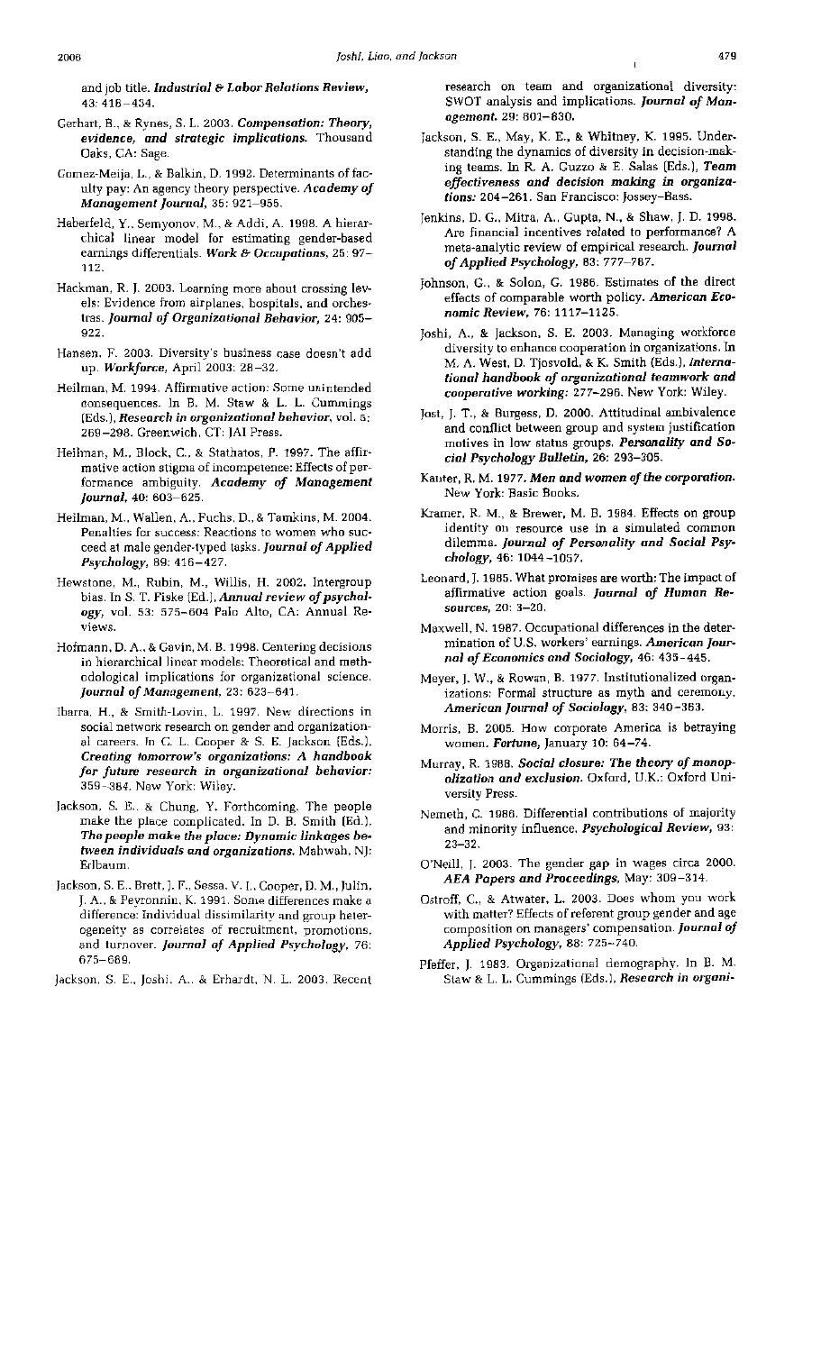and job title. ***Industrial & Labor Relations Review***, 43: 418–434.

Gerhart, B., & Rynes, S. L. 2003. ***Compensation: Theory, evidence, and strategic implications.*** Thousand Oaks, CA: Sage.

Gomez-Meija, L., & Balkin, D. 1992. Determinants of faculty pay: An agency theory perspective. ***Academy of Management Journal***, 35: 921–955.

Haberfeld, Y., Semyonov, M., & Addi, A. 1998. A hierarchical linear model for estimating gender-based earnings differentials. ***Work & Occupations***, 25: 97–112.

Hackman, R. J. 2003. Learning more about crossing levels: Evidence from airplanes, hospitals, and orchestras. ***Journal of Organizational Behavior***, 24: 905–922.

Hansen, F. 2003. Diversity's business case doesn't add up. ***Workforce***, April 2003: 28–32.

Heilman, M. 1994. Affirmative action: Some unintended consequences. In B. M. Staw & L. L. Cummings (Eds.), ***Research in organizational behavior***, vol. 5: 269–298. Greenwich, CT: JAI Press.

Heilman, M., Block, C., & Stathatos, P. 1997. The affirmative action stigma of incompetence: Effects of performance ambiguity. ***Academy of Management Journal***, 40: 603–625.

Heilman, M., Wallen, A., Fuchs, D., & Tamkins, M. 2004. Penalties for success: Reactions to women who succeed at male gender-typed tasks. ***Journal of Applied Psychology***, 89: 416–427.

Hewstone, M., Rubin, M., Willis, H. 2002. Intergroup bias. In S. T. Fiske (Ed.), ***Annual review of psychology***, vol. 53: 575–604 Palo Alto, CA: Annual Reviews.

Hofmann, D. A., & Gavin, M. B. 1998. Centering decisions in hierarchical linear models: Theoretical and methodological implications for organizational science. ***Journal of Management***, 23: 623–641.

Ibarra, H., & Smith-Lovin, L. 1997. New directions in social network research on gender and organizational careers. In C. L. Cooper & S. E. Jackson (Eds.), ***Creating tomorrow's organizations: A handbook for future research in organizational behavior***: 359–384. New York: Wiley.

Jackson, S. E., & Chung, Y. Forthcoming. The people make the place complicated. In D. B. Smith (Ed.), ***The people make the place: Dynamic linkages between individuals and organizations.*** Mahwah, NJ: Erlbaum.

Jackson, S. E., Brett, J. F., Sessa, V. I., Cooper, D. M., Julin, J. A., & Peyronnin, K. 1991. Some differences make a difference: Individual dissimilarity and group heterogeneity as correlates of recruitment, promotions, and turnover. ***Journal of Applied Psychology***, 76: 675–689.

Jackson, S. E., Joshi, A., & Erhardt, N. L. 2003. Recent research on team and organizational diversity: SWOT analysis and implications. ***Journal of Management***, 29: 801–830.

Jackson, S. E., May, K. E., & Whitney, K. 1995. Understanding the dynamics of diversity in decision-making teams. In R. A. Guzzo & E. Salas (Eds.), ***Team effectiveness and decision making in organizations***: 204–261. San Francisco: Jossey-Bass.

Jenkins, D. G., Mitra, A., Gupta, N., & Shaw, J. D. 1998. Are financial incentives related to performance? A meta-analytic review of empirical research. ***Journal of Applied Psychology***, 83: 777–787.

Johnson, G., & Solon, G. 1986. Estimates of the direct effects of comparable worth policy. ***American Economic Review***, 76: 1117–1125.

Joshi, A., & Jackson, S. E. 2003. Managing workforce diversity to enhance cooperation in organizations. In M. A. West, D. Tjosvold, & K. Smith (Eds.), ***International handbook of organizational teamwork and cooperative working***: 277–296. New York: Wiley.

Jost, J. T., & Burgess, D. 2000. Attitudinal ambivalence and conflict between group and system justification motives in low status groups. ***Personality and Social Psychology Bulletin***, 26: 293–305.

Kanter, R. M. 1977. ***Men and women of the corporation.*** New York: Basic Books.

Kramer, R. M., & Brewer, M. B. 1984. Effects on group identity on resource use in a simulated common dilemma. ***Journal of Personality and Social Psychology***, 46: 1044–1057.

Leonard, J. 1985. What promises are worth: The impact of affirmative action goals. ***Journal of Human Resources***, 20: 3–20.

Maxwell, N. 1987. Occupational differences in the determination of U.S. workers' earnings. ***American Journal of Economics and Sociology***, 46: 435–445.

Meyer, J. W., & Rowan, B. 1977. Institutionalized organizations: Formal structure as myth and ceremony. ***American Journal of Sociology***, 83: 340–363.

Morris, B. 2005. How corporate America is betraying women. ***Fortune***, January 10: 64–74.

Murray, R. 1988. ***Social closure: The theory of monopolization and exclusion.*** Oxford, U.K.: Oxford University Press.

Nemeth, C. 1986. Differential contributions of majority and minority influence. ***Psychological Review***, 93: 23–32.

O'Neill, J. 2003. The gender gap in wages circa 2000. ***AEA Papers and Proceedings***, May: 309–314.

Ostroff, C., & Atwater, L. 2003. Does whom you work with matter? Effects of referent group gender and age composition on managers' compensation. ***Journal of Applied Psychology***, 88: 725–740.

Pfeffer, J. 1983. Organizational demography. In B. M. Staw & L. L. Cummings (Eds.), ***Research in organi-***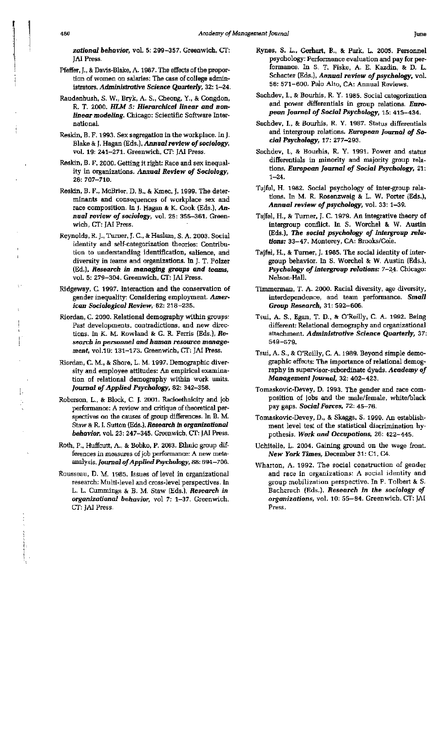*zational behavior*, vol. 5: 299–357. Greenwich, CT: JAI Press.

Pfeffer, J., & Davis-Blake, A. 1987. The effects of the proportion of women on salaries: The case of college administrators. ***Administrative Science Quarterly***, 32: 1–24.

Raudenbush, S. W., Bryk, A. S., Cheong, Y., & Congdon, R. T. 2000. ***HLM 5: Hierarchical linear and nonlinear modeling.*** Chicago: Scientific Software International.

Reskin, B. F. 1993. Sex segregation in the workplace. In J. Blake & J. Hagan (Eds.), ***Annual review of sociology***, vol. 19: 241–271. Greenwich, CT: JAI Press.

Reskin, B. F. 2000. Getting it right: Race and sex inequality in organizations. ***Annual Review of Sociology***, 26: 707–710.

Reskin, B. F., McBrier, D. B., & Kmec, J. 1999. The determinants and consequences of workplace sex and race composition. In J. Hagan & K. Cook (Eds.), ***Annual review of sociology***, vol. 25: 355–361. Greenwich, CT: JAI Press.

Reynolds, K. J., Turner, J. C., & Haslam, S. A. 2003. Social identity and self-categorization theories: Contribution to understanding identification, salience, and diversity in teams and organizations. In J. T. Polzer (Ed.), ***Research in managing groups and teams***, vol. 5: 279–304. Greenwich, CT: JAI Press.

Ridgeway, C. 1997. Interaction and the conservation of gender inequality: Considering employment. ***American Sociological Review***, 62: 218–235.

Riordan, C. 2000. Relational demography within groups: Past developments, contradictions, and new directions. In K. M. Rowland & G. R. Ferris (Eds.), ***Research in personnel and human resource management***, vol.19: 131–173. Greenwich, CT: JAI Press.

Riordan, C. M., & Shore, L. M. 1997. Demographic diversity and employee attitudes: An empirical examination of relational demography within work units. ***Journal of Applied Psychology***, 82: 342–358.

Roberson, L., & Block, C. J. 2001. Racioethnicity and job performance: A review and critique of theoretical perspectives on the causes of group differences. In B. M. Staw & R. I. Sutton (Eds.), ***Research in organizational behavior***, vol. 23: 247–345. Greenwich, CT: JAI Press.

Roth, P., Huffcutt, A., & Bobko, P. 2003. Ethnic group differences in measures of job performance: A new meta-analysis. ***Journal of Applied Psychology***, 88: 694–706.

Rousseau, D. M. 1985. Issues of level in organizational research: Multi-level and cross-level perspectives. In L. L. Cummings & B. M. Staw (Eds.), ***Research in organizational behavior***, vol 7: 1–37. Greenwich, CT: JAI Press.

Rynes, S. L., Gerhart, B., & Park, L. 2005. Personnel psychology: Performance evaluation and pay for performance. In S. T. Fiske, A. E. Kazdin, & D. L. Schacter (Eds.), ***Annual review of psychology***, vol. 56: 571–600. Palo Alto, CA: Annual Reviews.

Sachdev, I., & Bourhis, R. Y. 1985. Social categorization and power differentials in group relations. ***European Journal of Social Psychology***, 15: 415–434.

Sachdev, I., & Bourhis, R. Y. 1987. Status differentials and intergroup relations. ***European Journal of Social Psychology***, 17: 277–293.

Sachdev, I., & Bourhis, R. Y. 1991. Power and status differentials in minority and majority group relations. ***European Journal of Social Psychology***, 21: 1–24.

Tajfel, H. 1982. Social psychology of inter-group relations. In M. R. Rosenzweig & L. W. Porter (Eds.), ***Annual review of psychology***, vol. 33: 1–39.

Tajfel, H., & Turner, J. C. 1979. An integrative theory of intergroup conflict. In S. Worchel & W. Austin (Eds.), ***The social psychology of intergroup relations:*** 33–47. Monterey, CA: Brooks/Cole.

Tajfel, H., & Turner, J. 1985. The social identity of intergroup behavior. In S. Worchel & W. Austin (Eds.), ***Psychology of intergroup relations:*** 7–24. Chicago: Nelson-Hall.

Timmerman, T. A. 2000. Racial diversity, age diversity, interdependence, and team performance. ***Small Group Research***, 31: 592–606.

Tsui, A. S., Egan, T. D., & O'Reilly, C. A. 1992. Being different: Relational demography and organizational attachment. ***Administrative Science Quarterly***, 37: 549–579.

Tsui, A. S., & O'Reilly, C. A. 1989. Beyond simple demographic effects: The importance of relational demography in supervisor-subordinate dyads. ***Academy of Management Journal***, 32: 402–423.

Tomaskovic-Devey, D. 1993. The gender and race composition of jobs and the male/female, white/black pay gaps. ***Social Forces***, 72: 45–76.

Tomaskovic-Devey, D., & Skaggs, S. 1999. An establishment level test of the statistical discrimination hypothesis. ***Work and Occupations***, 26: 422–445.

Uchitelle, L. 2004. Gaining ground on the wage front. ***New York Times***, December 31: C1, C4.

Wharton, A. 1992. The social construction of gender and race in organizations: A social identity and group mobilization perspective. In P. Tolbert & S. Bacharach (Eds.), ***Research in the sociology of organizations***, vol. 10: 55–84. Greenwich, CT: JAI Press.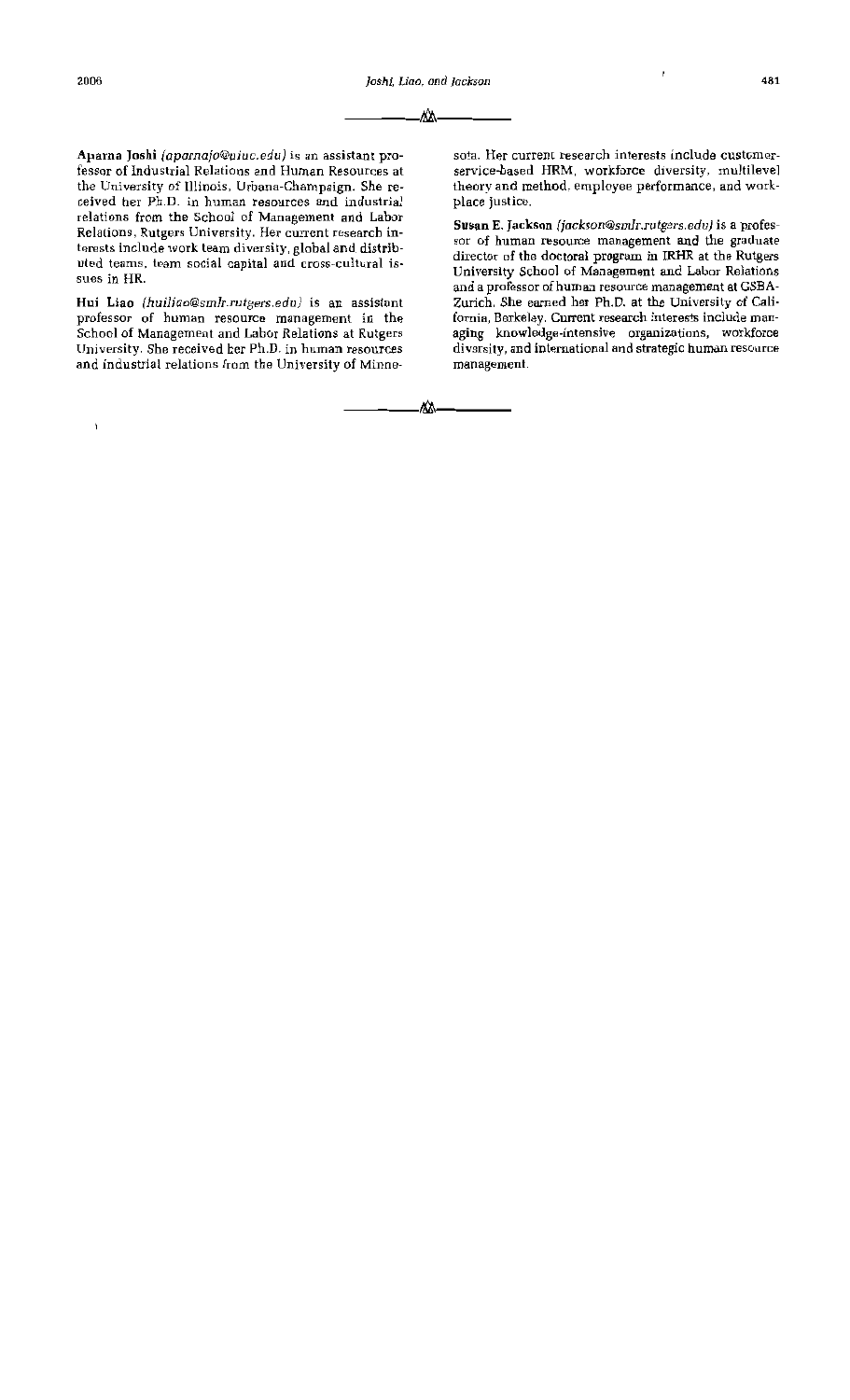**Aparna Joshi** (*aparnajo@uiuc.edu*) is an assistant professor of Industrial Relations and Human Resources at the University of Illinois, Urbana-Champaign. She received her Ph.D. in human resources and industrial relations from the School of Management and Labor Relations, Rutgers University. Her current research interests include work team diversity, global and distributed teams, team social capital and cross-cultural issues in HR.

**Hui Liao** (*huiliao@smlr.rutgers.edu*) is an assistant professor of human resource management in the School of Management and Labor Relations at Rutgers University. She received her Ph.D. in human resources and industrial relations from the University of Minnesota. Her current research interests include customer-service-based HRM, workforce diversity, multilevel theory and method, employee performance, and workplace justice.

**Susan E. Jackson** (*jackson@smlr.rutgers.edu*) is a professor of human resource management and the graduate director of the doctoral program in IRHR at the Rutgers University School of Management and Labor Relations and a professor of human resource management at GSBA-Zurich. She earned her Ph.D. at the University of California, Berkeley. Current research interests include managing knowledge-intensive organizations, workforce diversity, and international and strategic human resource management.